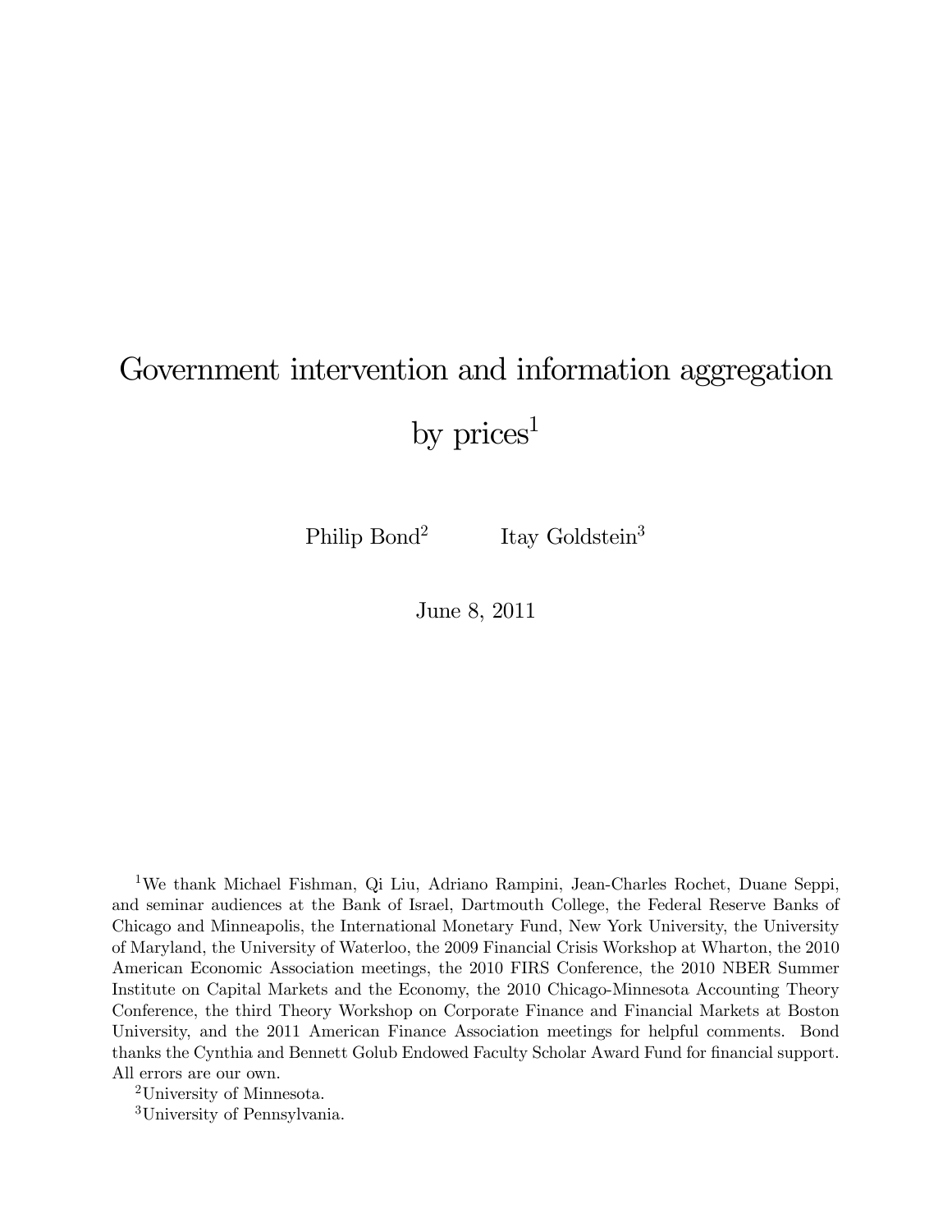# Government intervention and information aggregation by prices[1]

Philip Bond[2] Itay Goldstein[3]

June 8, 2011

[1] We thank Michael Fishman, Qi Liu, Adriano Rampini, Jean-Charles Rochet, Duane Seppi, and seminar audiences at the Bank of Israel, Dartmouth College, the Federal Reserve Banks of Chicago and Minneapolis, the International Monetary Fund, New York University, the University of Maryland, the University of Waterloo, the 2009 Financial Crisis Workshop at Wharton, the 2010 American Economic Association meetings, the 2010 FIRS Conference, the 2010 NBER Summer Institute on Capital Markets and the Economy, the 2010 Chicago-Minnesota Accounting Theory Conference, the third Theory Workshop on Corporate Finance and Financial Markets at Boston University, and the 2011 American Finance Association meetings for helpful comments. Bond thanks the Cynthia and Bennett Golub Endowed Faculty Scholar Award Fund for financial support. All errors are our own.

[2] University of Minnesota.

[3] University of Pennsylvania.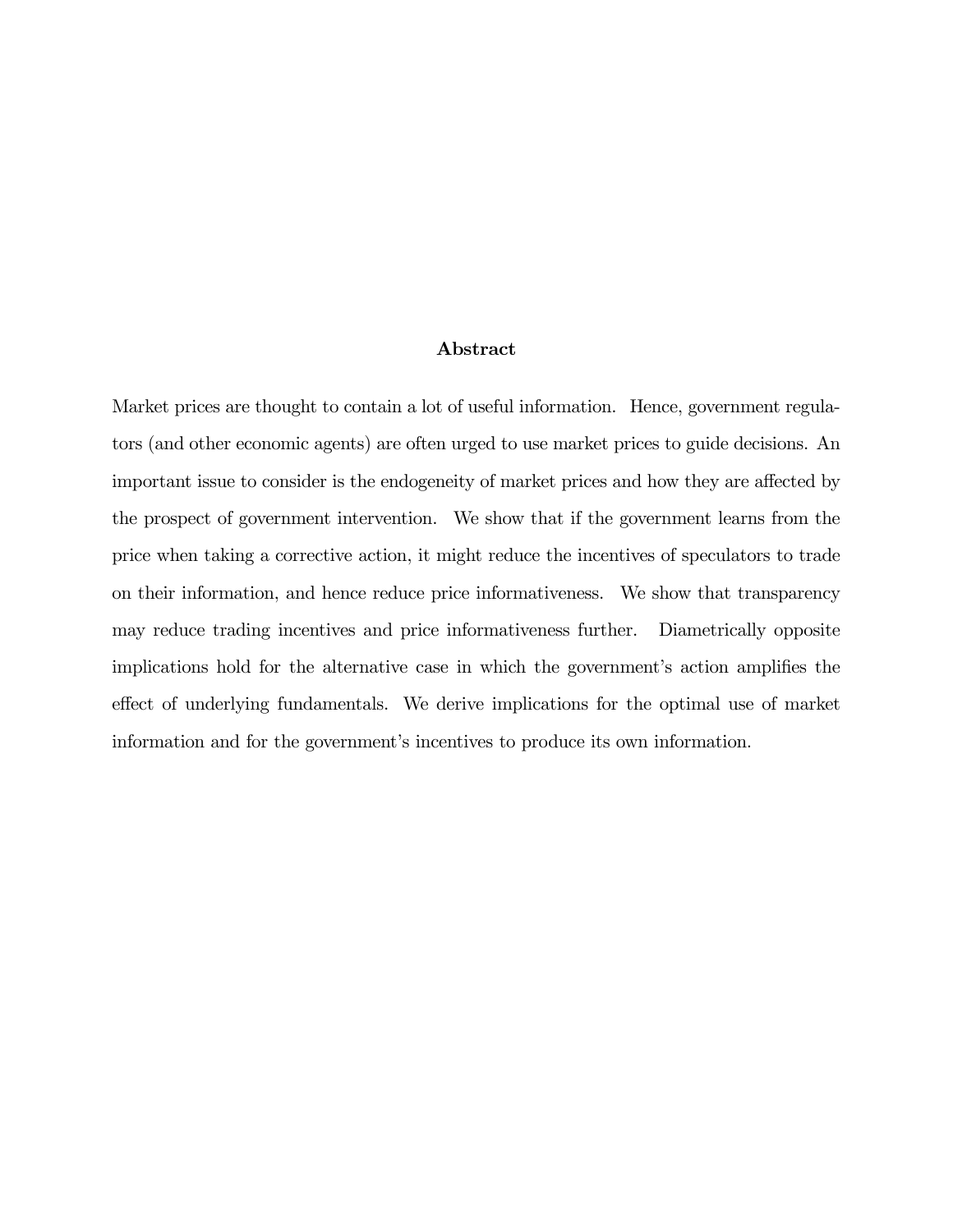## Abstract

Market prices are thought to contain a lot of useful information. Hence, government regulators (and other economic agents) are often urged to use market prices to guide decisions. An important issue to consider is the endogeneity of market prices and how they are affected by the prospect of government intervention. We show that if the government learns from the price when taking a corrective action, it might reduce the incentives of speculators to trade on their information, and hence reduce price informativeness. We show that transparency may reduce trading incentives and price informativeness further. Diametrically opposite implications hold for the alternative case in which the government's action amplifies the effect of underlying fundamentals. We derive implications for the optimal use of market information and for the government's incentives to produce its own information.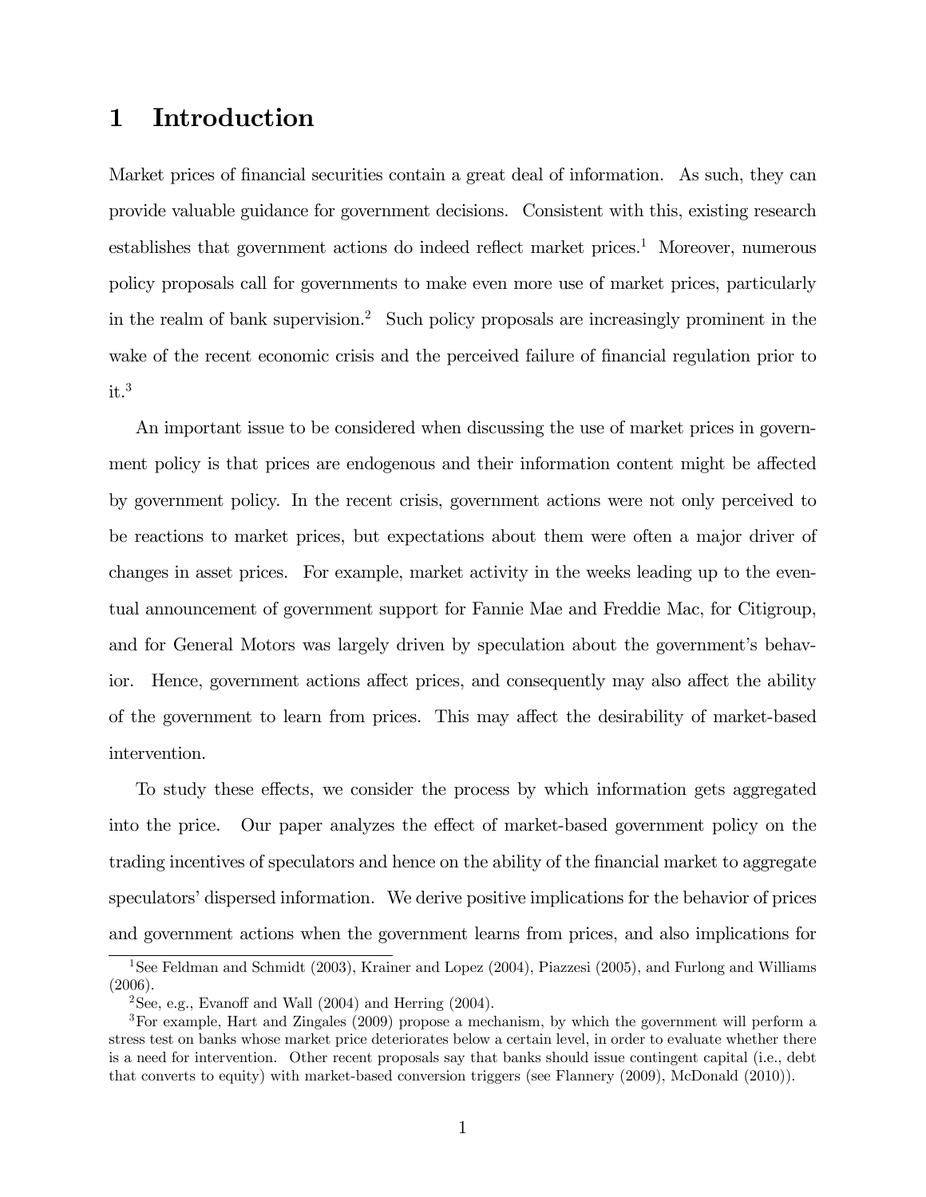# 1 Introduction

Market prices of financial securities contain a great deal of information. As such, they can provide valuable guidance for government decisions. Consistent with this, existing research establishes that government actions do indeed reflect market prices.[1] Moreover, numerous policy proposals call for governments to make even more use of market prices, particularly in the realm of bank supervision.[2] Such policy proposals are increasingly prominent in the wake of the recent economic crisis and the perceived failure of financial regulation prior to it.[3]

An important issue to be considered when discussing the use of market prices in government policy is that prices are endogenous and their information content might be affected by government policy. In the recent crisis, government actions were not only perceived to be reactions to market prices, but expectations about them were often a major driver of changes in asset prices. For example, market activity in the weeks leading up to the eventual announcement of government support for Fannie Mae and Freddie Mac, for Citigroup, and for General Motors was largely driven by speculation about the government's behavior. Hence, government actions affect prices, and consequently may also affect the ability of the government to learn from prices. This may affect the desirability of market-based intervention.

To study these effects, we consider the process by which information gets aggregated into the price. Our paper analyzes the effect of market-based government policy on the trading incentives of speculators and hence on the ability of the financial market to aggregate speculators' dispersed information. We derive positive implications for the behavior of prices and government actions when the government learns from prices, and also implications for

[1] See Feldman and Schmidt (2003), Krainer and Lopez (2004), Piazzesi (2005), and Furlong and Williams (2006).

[2] See, e.g., Evanoff and Wall (2004) and Herring (2004).

[3] For example, Hart and Zingales (2009) propose a mechanism, by which the government will perform a stress test on banks whose market price deteriorates below a certain level, in order to evaluate whether there is a need for intervention. Other recent proposals say that banks should issue contingent capital (i.e., debt that converts to equity) with market-based conversion triggers (see Flannery (2009), McDonald (2010)).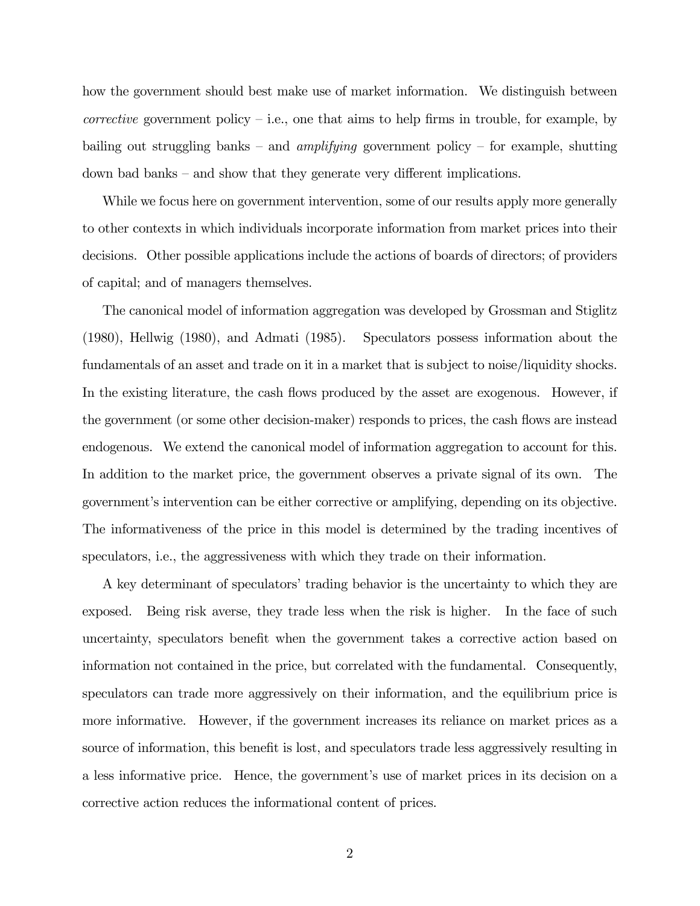how the government should best make use of market information. We distinguish between *corrective* government policy – i.e., one that aims to help firms in trouble, for example, by bailing out struggling banks – and *amplifying* government policy – for example, shutting down bad banks – and show that they generate very different implications.

While we focus here on government intervention, some of our results apply more generally to other contexts in which individuals incorporate information from market prices into their decisions. Other possible applications include the actions of boards of directors; of providers of capital; and of managers themselves.

The canonical model of information aggregation was developed by Grossman and Stiglitz (1980), Hellwig (1980), and Admati (1985). Speculators possess information about the fundamentals of an asset and trade on it in a market that is subject to noise/liquidity shocks. In the existing literature, the cash flows produced by the asset are exogenous. However, if the government (or some other decision-maker) responds to prices, the cash flows are instead endogenous. We extend the canonical model of information aggregation to account for this. In addition to the market price, the government observes a private signal of its own. The government's intervention can be either corrective or amplifying, depending on its objective. The informativeness of the price in this model is determined by the trading incentives of speculators, i.e., the aggressiveness with which they trade on their information.

A key determinant of speculators' trading behavior is the uncertainty to which they are exposed. Being risk averse, they trade less when the risk is higher. In the face of such uncertainty, speculators benefit when the government takes a corrective action based on information not contained in the price, but correlated with the fundamental. Consequently, speculators can trade more aggressively on their information, and the equilibrium price is more informative. However, if the government increases its reliance on market prices as a source of information, this benefit is lost, and speculators trade less aggressively resulting in a less informative price. Hence, the government's use of market prices in its decision on a corrective action reduces the informational content of prices.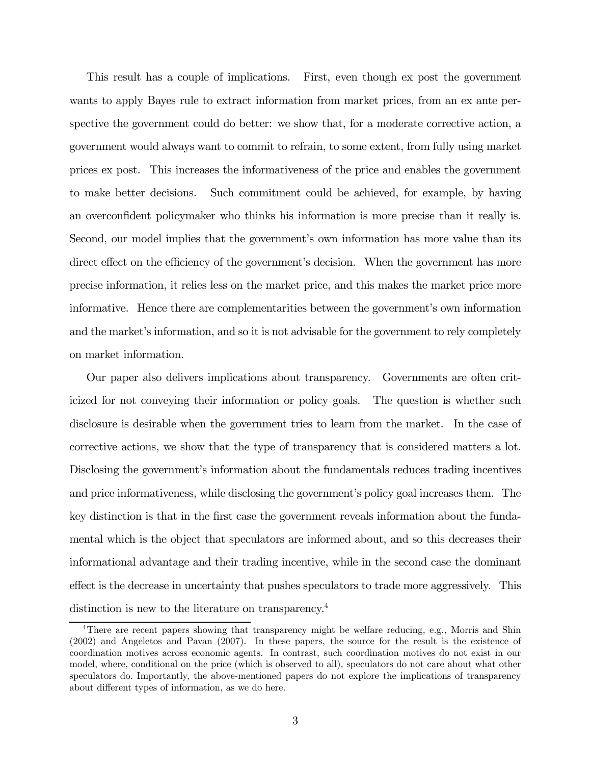This result has a couple of implications. First, even though ex post the government wants to apply Bayes rule to extract information from market prices, from an ex ante perspective the government could do better: we show that, for a moderate corrective action, a government would always want to commit to refrain, to some extent, from fully using market prices ex post. This increases the informativeness of the price and enables the government to make better decisions. Such commitment could be achieved, for example, by having an overconfident policymaker who thinks his information is more precise than it really is. Second, our model implies that the government's own information has more value than its direct effect on the efficiency of the government's decision. When the government has more precise information, it relies less on the market price, and this makes the market price more informative. Hence there are complementarities between the government's own information and the market's information, and so it is not advisable for the government to rely completely on market information.

Our paper also delivers implications about transparency. Governments are often criticized for not conveying their information or policy goals. The question is whether such disclosure is desirable when the government tries to learn from the market. In the case of corrective actions, we show that the type of transparency that is considered matters a lot. Disclosing the government's information about the fundamentals reduces trading incentives and price informativeness, while disclosing the government's policy goal increases them. The key distinction is that in the first case the government reveals information about the fundamental which is the object that speculators are informed about, and so this decreases their informational advantage and their trading incentive, while in the second case the dominant effect is the decrease in uncertainty that pushes speculators to trade more aggressively. This distinction is new to the literature on transparency.[4]

[4] There are recent papers showing that transparency might be welfare reducing, e.g., Morris and Shin (2002) and Angeletos and Pavan (2007). In these papers, the source for the result is the existence of coordination motives across economic agents. In contrast, such coordination motives do not exist in our model, where, conditional on the price (which is observed to all), speculators do not care about what other speculators do. Importantly, the above-mentioned papers do not explore the implications of transparency about different types of information, as we do here.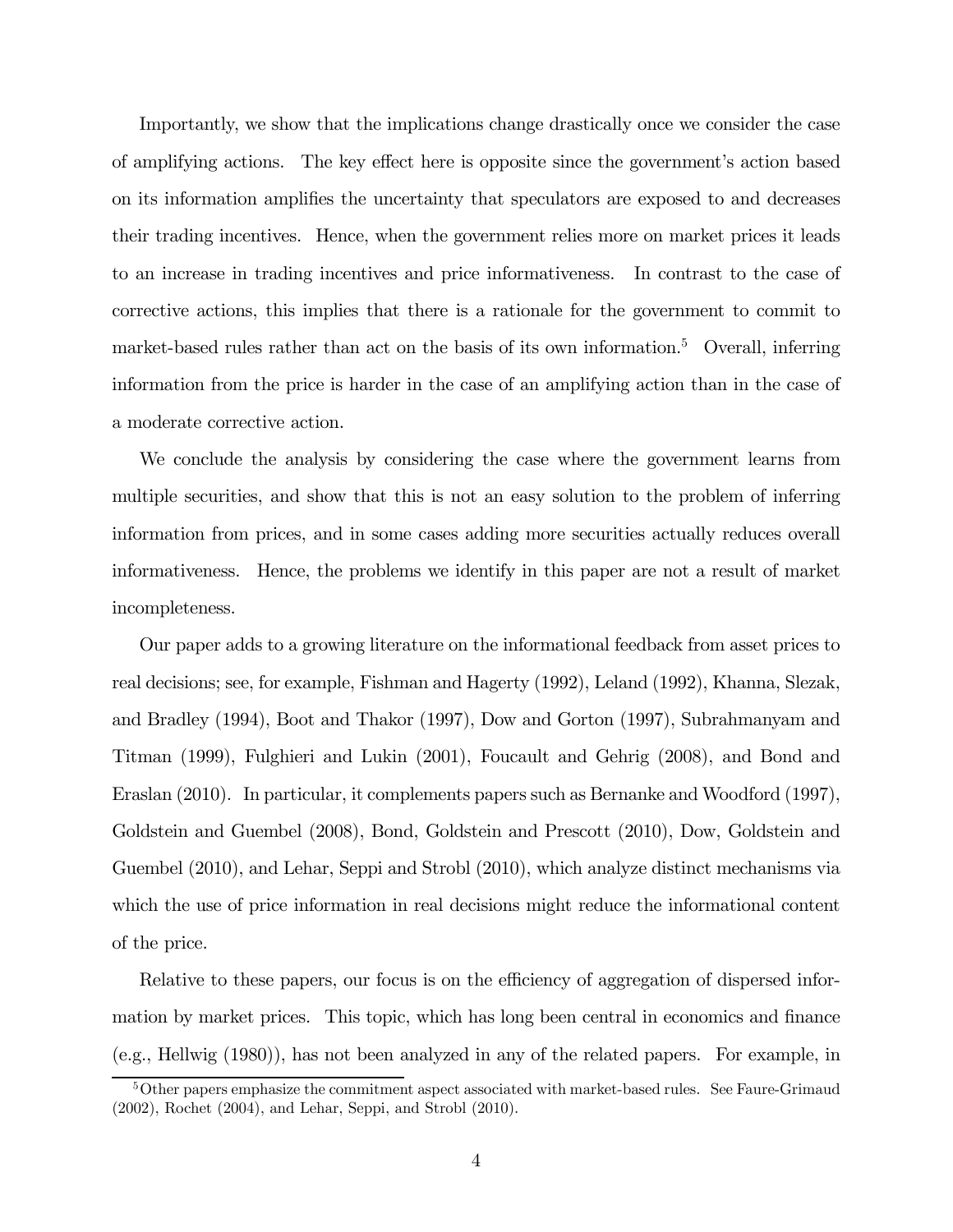Importantly, we show that the implications change drastically once we consider the case of amplifying actions. The key effect here is opposite since the government's action based on its information amplifies the uncertainty that speculators are exposed to and decreases their trading incentives. Hence, when the government relies more on market prices it leads to an increase in trading incentives and price informativeness. In contrast to the case of corrective actions, this implies that there is a rationale for the government to commit to market-based rules rather than act on the basis of its own information.[5] Overall, inferring information from the price is harder in the case of an amplifying action than in the case of a moderate corrective action.

We conclude the analysis by considering the case where the government learns from multiple securities, and show that this is not an easy solution to the problem of inferring information from prices, and in some cases adding more securities actually reduces overall informativeness. Hence, the problems we identify in this paper are not a result of market incompleteness.

Our paper adds to a growing literature on the informational feedback from asset prices to real decisions; see, for example, Fishman and Hagerty (1992), Leland (1992), Khanna, Slezak, and Bradley (1994), Boot and Thakor (1997), Dow and Gorton (1997), Subrahmanyam and Titman (1999), Fulghieri and Lukin (2001), Foucault and Gehrig (2008), and Bond and Eraslan (2010). In particular, it complements papers such as Bernanke and Woodford (1997), Goldstein and Guembel (2008), Bond, Goldstein and Prescott (2010), Dow, Goldstein and Guembel (2010), and Lehar, Seppi and Strobl (2010), which analyze distinct mechanisms via which the use of price information in real decisions might reduce the informational content of the price.

Relative to these papers, our focus is on the efficiency of aggregation of dispersed information by market prices. This topic, which has long been central in economics and finance (e.g., Hellwig (1980)), has not been analyzed in any of the related papers. For example, in

[5] Other papers emphasize the commitment aspect associated with market-based rules. See Faure-Grimaud (2002), Rochet (2004), and Lehar, Seppi, and Strobl (2010).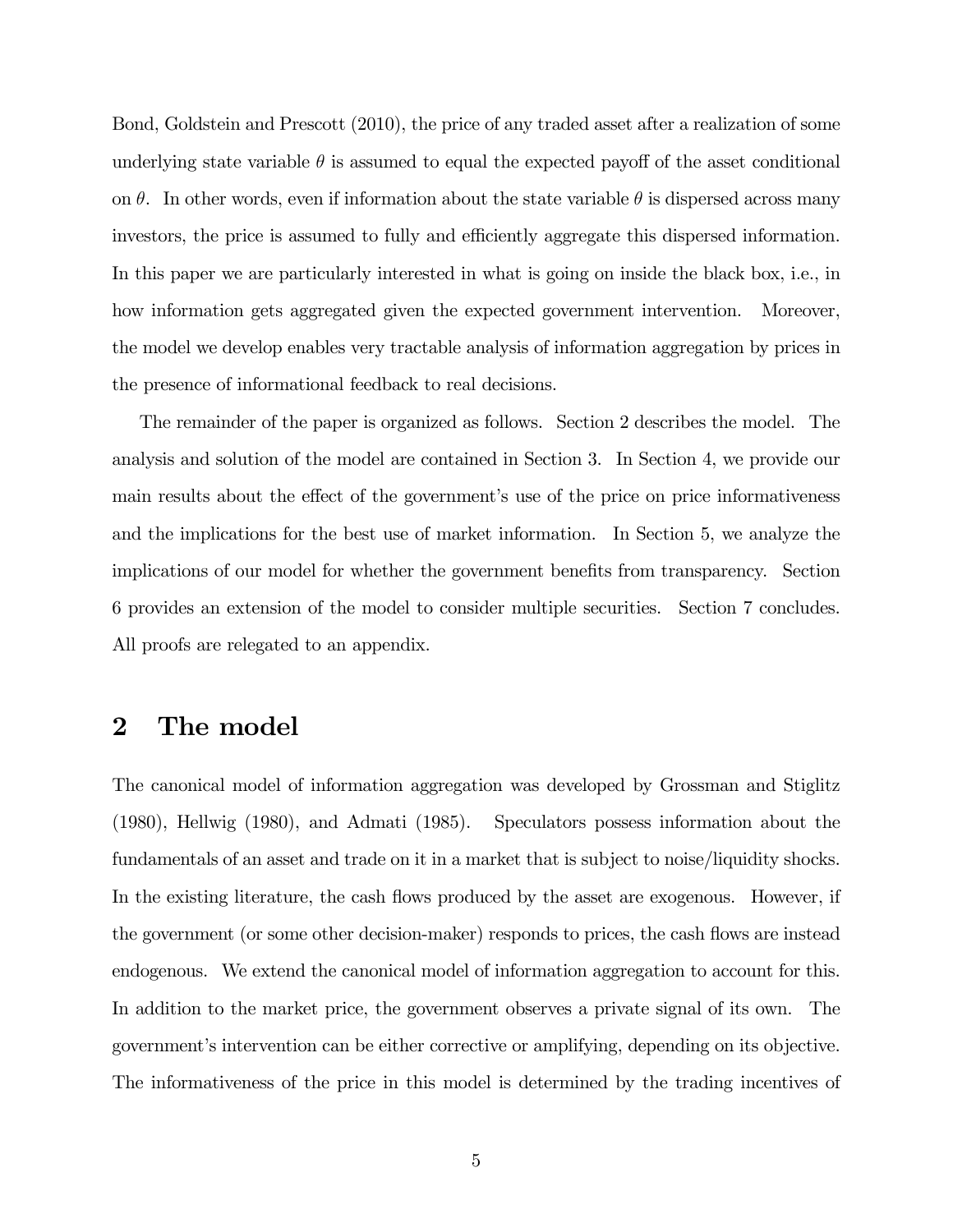Bond, Goldstein and Prescott (2010), the price of any traded asset after a realization of some underlying state variable $\theta$ is assumed to equal the expected payoff of the asset conditional on $\theta$. In other words, even if information about the state variable $\theta$ is dispersed across many investors, the price is assumed to fully and efficiently aggregate this dispersed information. In this paper we are particularly interested in what is going on inside the black box, i.e., in how information gets aggregated given the expected government intervention. Moreover, the model we develop enables very tractable analysis of information aggregation by prices in the presence of informational feedback to real decisions.

The remainder of the paper is organized as follows. Section 2 describes the model. The analysis and solution of the model are contained in Section 3. In Section 4, we provide our main results about the effect of the government's use of the price on price informativeness and the implications for the best use of market information. In Section 5, we analyze the implications of our model for whether the government benefits from transparency. Section 6 provides an extension of the model to consider multiple securities. Section 7 concludes. All proofs are relegated to an appendix.

## 2 The model

The canonical model of information aggregation was developed by Grossman and Stiglitz (1980), Hellwig (1980), and Admati (1985). Speculators possess information about the fundamentals of an asset and trade on it in a market that is subject to noise/liquidity shocks. In the existing literature, the cash flows produced by the asset are exogenous. However, if the government (or some other decision-maker) responds to prices, the cash flows are instead endogenous. We extend the canonical model of information aggregation to account for this. In addition to the market price, the government observes a private signal of its own. The government's intervention can be either corrective or amplifying, depending on its objective. The informativeness of the price in this model is determined by the trading incentives of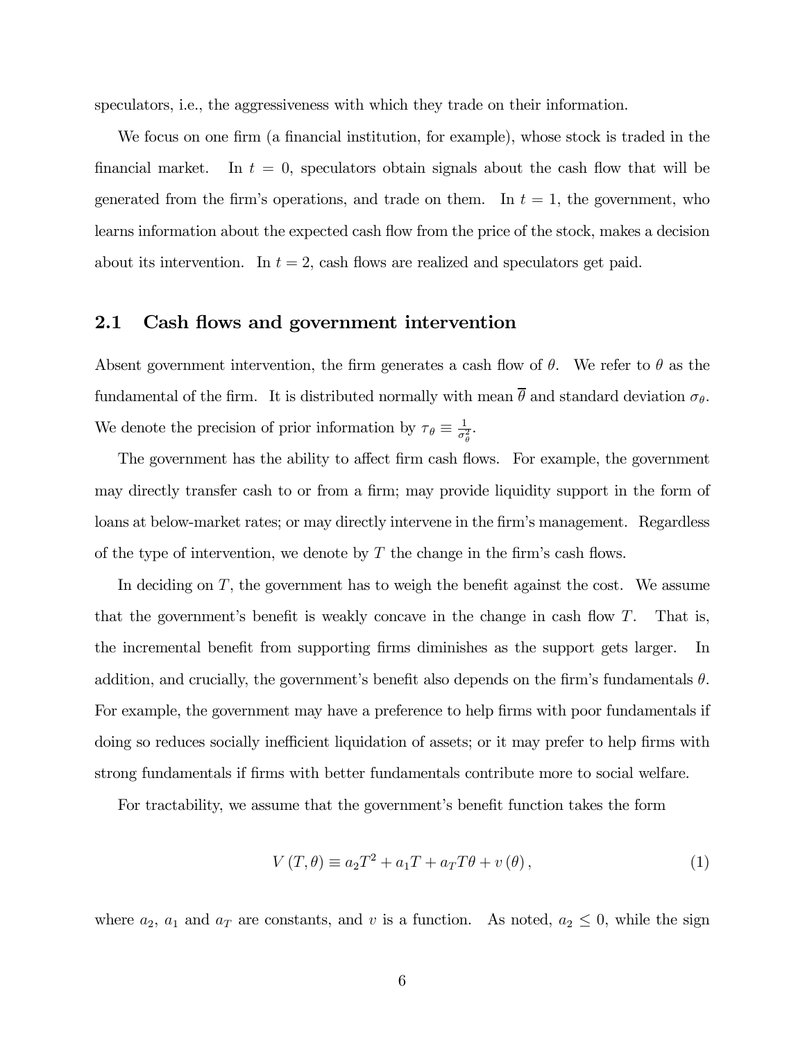speculators, i.e., the aggressiveness with which they trade on their information.

We focus on one firm (a financial institution, for example), whose stock is traded in the financial market. In $t = 0$, speculators obtain signals about the cash flow that will be generated from the firm's operations, and trade on them. In $t = 1$, the government, who learns information about the expected cash flow from the price of the stock, makes a decision about its intervention. In $t = 2$, cash flows are realized and speculators get paid.

## 2.1 Cash flows and government intervention

Absent government intervention, the firm generates a cash flow of $\theta$. We refer to $\theta$ as the fundamental of the firm. It is distributed normally with mean $\overline{\theta}$ and standard deviation $\sigma_\theta$. We denote the precision of prior information by $\tau_\theta \equiv \frac{1}{\sigma_\theta^2}$.

The government has the ability to affect firm cash flows. For example, the government may directly transfer cash to or from a firm; may provide liquidity support in the form of loans at below-market rates; or may directly intervene in the firm's management. Regardless of the type of intervention, we denote by $T$ the change in the firm's cash flows.

In deciding on $T$, the government has to weigh the benefit against the cost. We assume that the government's benefit is weakly concave in the change in cash flow $T$. That is, the incremental benefit from supporting firms diminishes as the support gets larger. In addition, and crucially, the government's benefit also depends on the firm's fundamentals $\theta$. For example, the government may have a preference to help firms with poor fundamentals if doing so reduces socially inefficient liquidation of assets; or it may prefer to help firms with strong fundamentals if firms with better fundamentals contribute more to social welfare.

For tractability, we assume that the government's benefit function takes the form

$$V(T, \theta) \equiv a_2 T^2 + a_1 T + a_T T \theta + v(\theta), \tag{1}$$

where $a_2$, $a_1$ and $a_T$ are constants, and $v$ is a function. As noted, $a_2 \leq 0$, while the sign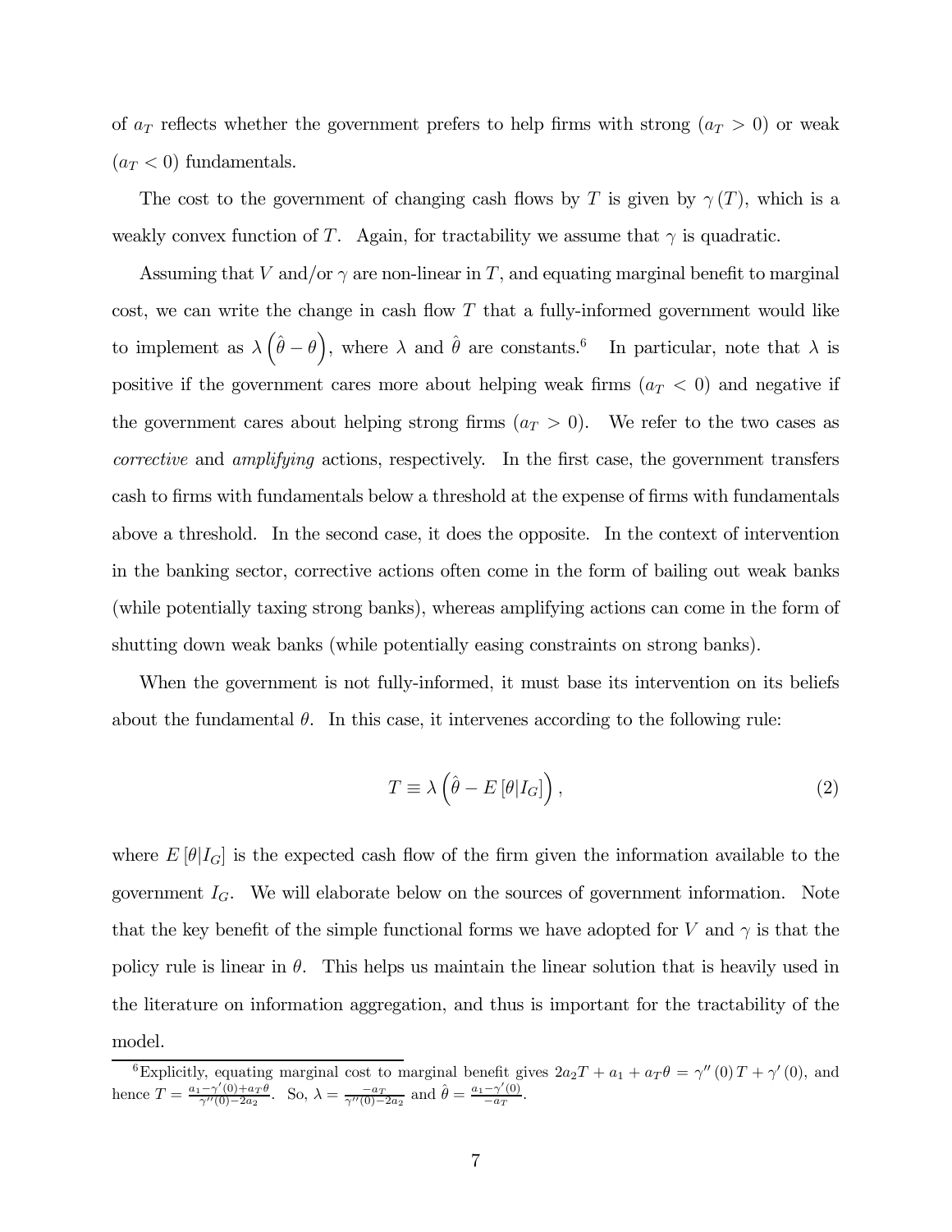of $a_T$ reflects whether the government prefers to help firms with strong ($a_T > 0$) or weak ($a_T < 0$) fundamentals.

The cost to the government of changing cash flows by $T$ is given by $\gamma(T)$, which is a weakly convex function of $T$. Again, for tractability we assume that $\gamma$ is quadratic.

Assuming that $V$ and/or $\gamma$ are non-linear in $T$, and equating marginal benefit to marginal cost, we can write the change in cash flow $T$ that a fully-informed government would like to implement as $\lambda\left(\hat{\theta} - \theta\right)$, where $\lambda$ and $\hat{\theta}$ are constants.[6] In particular, note that $\lambda$ is positive if the government cares more about helping weak firms ($a_T < 0$) and negative if the government cares about helping strong firms ($a_T > 0$). We refer to the two cases as *corrective* and *amplifying* actions, respectively. In the first case, the government transfers cash to firms with fundamentals below a threshold at the expense of firms with fundamentals above a threshold. In the second case, it does the opposite. In the context of intervention in the banking sector, corrective actions often come in the form of bailing out weak banks (while potentially taxing strong banks), whereas amplifying actions can come in the form of shutting down weak banks (while potentially easing constraints on strong banks).

When the government is not fully-informed, it must base its intervention on its beliefs about the fundamental $\theta$. In this case, it intervenes according to the following rule:

$$T \equiv \lambda\left(\hat{\theta} - E\left[\theta|I_G\right]\right), \tag{2}$$

where $E\left[\theta|I_G\right]$ is the expected cash flow of the firm given the information available to the government $I_G$. We will elaborate below on the sources of government information. Note that the key benefit of the simple functional forms we have adopted for $V$ and $\gamma$ is that the policy rule is linear in $\theta$. This helps us maintain the linear solution that is heavily used in the literature on information aggregation, and thus is important for the tractability of the model.

[6] Explicitly, equating marginal cost to marginal benefit gives $2a_2T + a_1 + a_T\theta = \gamma''(0)T + \gamma'(0)$, and hence $T = \frac{a_1 - \gamma'(0) + a_T\theta}{\gamma''(0) - 2a_2}$. So, $\lambda = \frac{-a_T}{\gamma''(0) - 2a_2}$ and $\hat{\theta} = \frac{a_1 - \gamma'(0)}{-a_T}$.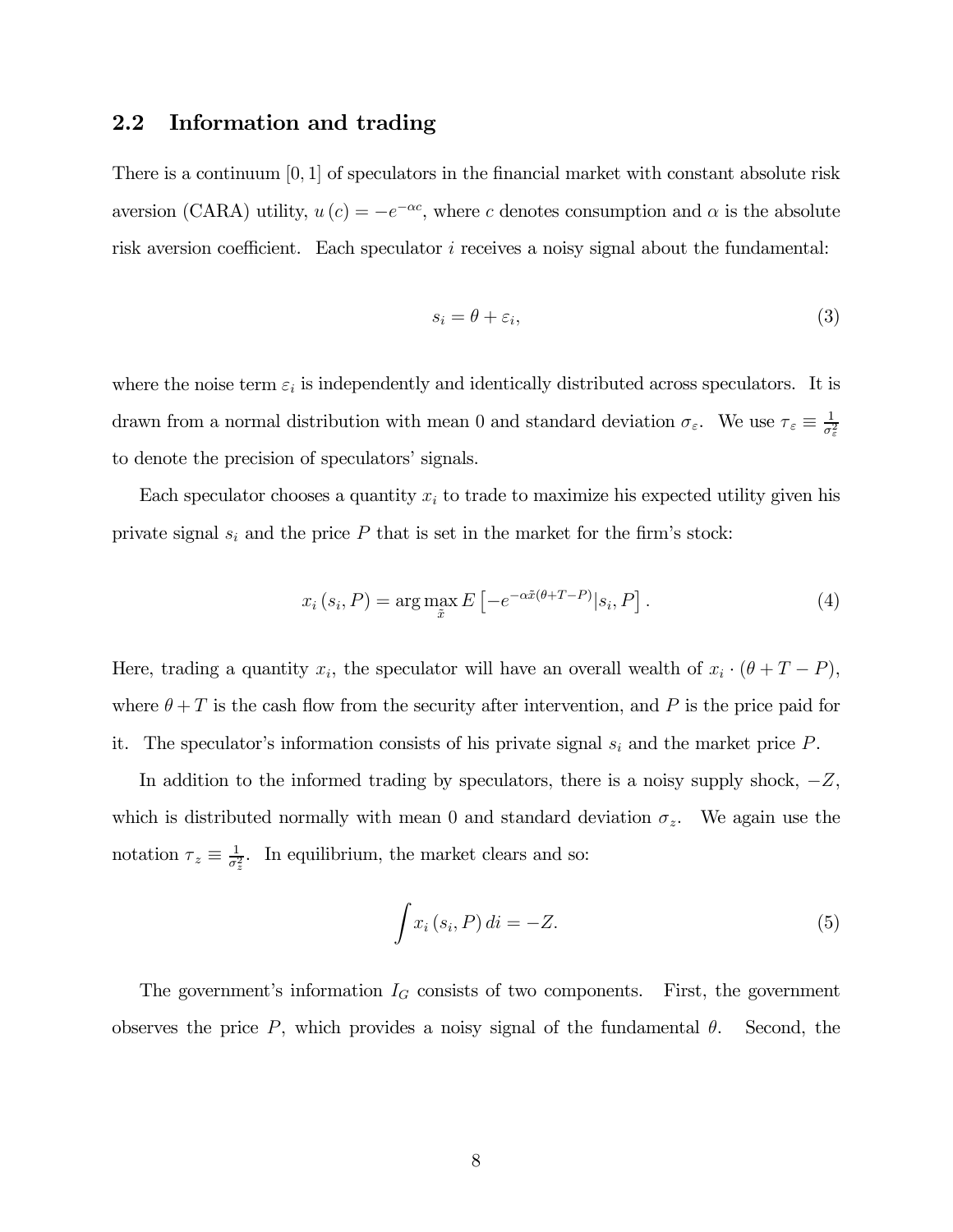## 2.2 Information and trading

There is a continuum $[0, 1]$ of speculators in the financial market with constant absolute risk aversion (CARA) utility, $u(c) = -e^{-\alpha c}$, where $c$ denotes consumption and $\alpha$ is the absolute risk aversion coefficient. Each speculator $i$ receives a noisy signal about the fundamental:

$$s_i = \theta + \varepsilon_i, \tag{3}$$

where the noise term $\varepsilon_i$ is independently and identically distributed across speculators. It is drawn from a normal distribution with mean 0 and standard deviation $\sigma_\varepsilon$. We use $\tau_\varepsilon \equiv \frac{1}{\sigma_\varepsilon^2}$ to denote the precision of speculators' signals.

Each speculator chooses a quantity $x_i$ to trade to maximize his expected utility given his private signal $s_i$ and the price $P$ that is set in the market for the firm's stock:

$$x_i(s_i, P) = \arg\max_{\tilde{x}} E\left[-e^{-\alpha \tilde{x}(\theta + T - P)} | s_i, P\right]. \tag{4}$$

Here, trading a quantity $x_i$, the speculator will have an overall wealth of $x_i \cdot (\theta + T - P)$, where $\theta + T$ is the cash flow from the security after intervention, and $P$ is the price paid for it. The speculator's information consists of his private signal $s_i$ and the market price $P$.

In addition to the informed trading by speculators, there is a noisy supply shock, $-Z$, which is distributed normally with mean 0 and standard deviation $\sigma_z$. We again use the notation $\tau_z \equiv \frac{1}{\sigma_z^2}$. In equilibrium, the market clears and so:

$$\int x_i(s_i, P)\, di = -Z. \tag{5}$$

The government's information $I_G$ consists of two components. First, the government observes the price $P$, which provides a noisy signal of the fundamental $\theta$. Second, the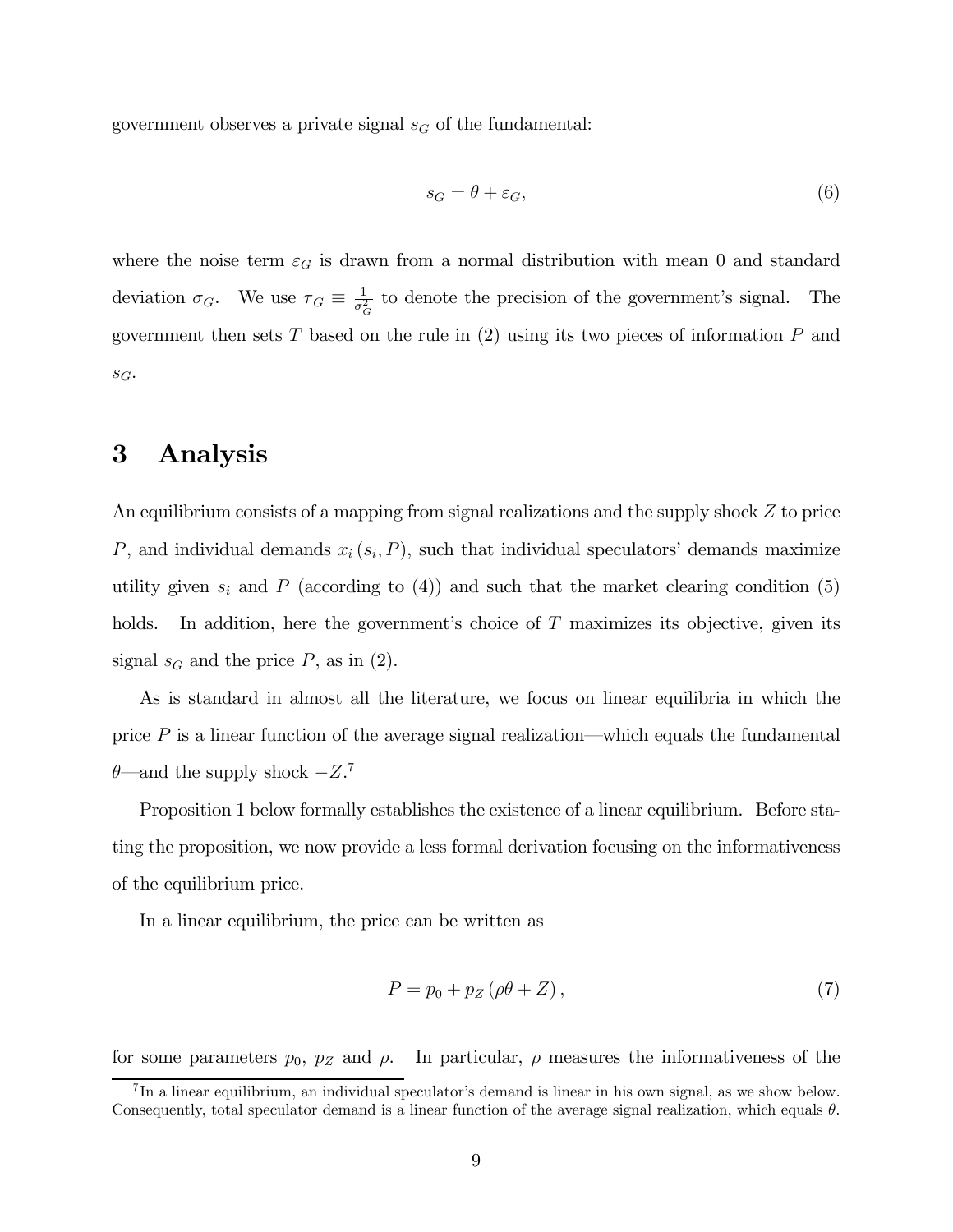government observes a private signal $s_G$ of the fundamental:

$$s_G = \theta + \varepsilon_G, \tag{6}$$

where the noise term $\varepsilon_G$ is drawn from a normal distribution with mean 0 and standard deviation $\sigma_G$. We use $\tau_G \equiv \frac{1}{\sigma_G^2}$ to denote the precision of the government's signal. The government then sets $T$ based on the rule in (2) using its two pieces of information $P$ and $s_G$.

# 3 Analysis

An equilibrium consists of a mapping from signal realizations and the supply shock $Z$ to price $P$, and individual demands $x_i(s_i, P)$, such that individual speculators' demands maximize utility given $s_i$ and $P$ (according to (4)) and such that the market clearing condition (5) holds. In addition, here the government's choice of $T$ maximizes its objective, given its signal $s_G$ and the price $P$, as in (2).

As is standard in almost all the literature, we focus on linear equilibria in which the price $P$ is a linear function of the average signal realization—which equals the fundamental $\theta$—and the supply shock $-Z$.[7]

Proposition 1 below formally establishes the existence of a linear equilibrium. Before stating the proposition, we now provide a less formal derivation focusing on the informativeness of the equilibrium price.

In a linear equilibrium, the price can be written as

$$P = p_0 + p_Z(\rho\theta + Z), \tag{7}$$

for some parameters $p_0$, $p_Z$ and $\rho$. In particular, $\rho$ measures the informativeness of the

[7] In a linear equilibrium, an individual speculator's demand is linear in his own signal, as we show below. Consequently, total speculator demand is a linear function of the average signal realization, which equals $\theta$.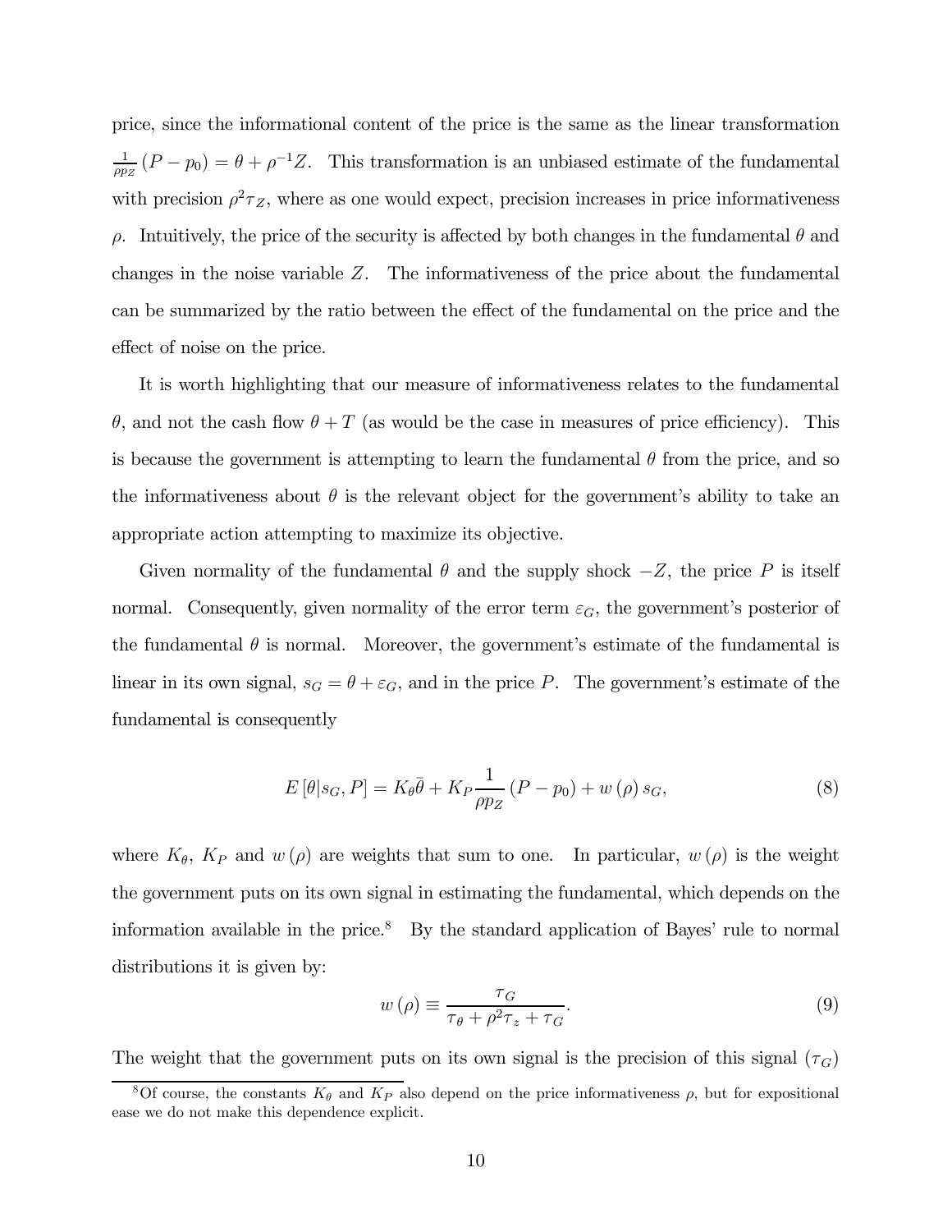price, since the informational content of the price is the same as the linear transformation $\frac{1}{\rho p_Z}(P - p_0) = \theta + \rho^{-1}Z$. This transformation is an unbiased estimate of the fundamental with precision $\rho^2 \tau_Z$, where as one would expect, precision increases in price informativeness $\rho$. Intuitively, the price of the security is affected by both changes in the fundamental $\theta$ and changes in the noise variable $Z$. The informativeness of the price about the fundamental can be summarized by the ratio between the effect of the fundamental on the price and the effect of noise on the price.

It is worth highlighting that our measure of informativeness relates to the fundamental $\theta$, and not the cash flow $\theta + T$ (as would be the case in measures of price efficiency). This is because the government is attempting to learn the fundamental $\theta$ from the price, and so the informativeness about $\theta$ is the relevant object for the government's ability to take an appropriate action attempting to maximize its objective.

Given normality of the fundamental $\theta$ and the supply shock $-Z$, the price $P$ is itself normal. Consequently, given normality of the error term $\varepsilon_G$, the government's posterior of the fundamental $\theta$ is normal. Moreover, the government's estimate of the fundamental is linear in its own signal, $s_G = \theta + \varepsilon_G$, and in the price $P$. The government's estimate of the fundamental is consequently

$$E[\theta | s_G, P] = K_\theta \bar{\theta} + K_P \frac{1}{\rho p_Z}(P - p_0) + w(\rho) s_G, \tag{8}$$

where $K_\theta$, $K_P$ and $w(\rho)$ are weights that sum to one. In particular, $w(\rho)$ is the weight the government puts on its own signal in estimating the fundamental, which depends on the information available in the price.[8] By the standard application of Bayes' rule to normal distributions it is given by:

$$w(\rho) \equiv \frac{\tau_G}{\tau_\theta + \rho^2 \tau_z + \tau_G}. \tag{9}$$

The weight that the government puts on its own signal is the precision of this signal ($\tau_G$)

[8] Of course, the constants $K_\theta$ and $K_P$ also depend on the price informativeness $\rho$, but for expositional ease we do not make this dependence explicit.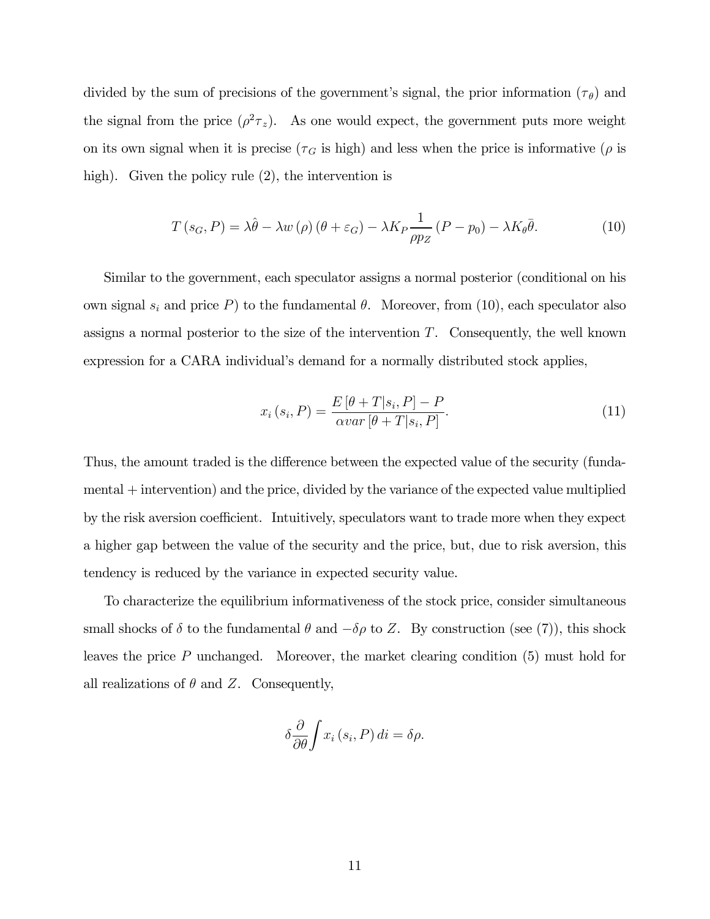divided by the sum of precisions of the government's signal, the prior information ($\tau_\theta$) and the signal from the price ($\rho^2\tau_z$). As one would expect, the government puts more weight on its own signal when it is precise ($\tau_G$ is high) and less when the price is informative ($\rho$ is high). Given the policy rule (2), the intervention is

$$T(s_G, P) = \lambda\hat{\theta} - \lambda w(\rho)(\theta + \varepsilon_G) - \lambda K_P \frac{1}{\rho p_Z}(P - p_0) - \lambda K_\theta \bar{\theta}. \tag{10}$$

Similar to the government, each speculator assigns a normal posterior (conditional on his own signal $s_i$ and price $P$) to the fundamental $\theta$. Moreover, from (10), each speculator also assigns a normal posterior to the size of the intervention $T$. Consequently, the well known expression for a CARA individual's demand for a normally distributed stock applies,

$$x_i(s_i, P) = \frac{E[\theta + T|s_i, P] - P}{\alpha var[\theta + T|s_i, P]}. \tag{11}$$

Thus, the amount traded is the difference between the expected value of the security (fundamental + intervention) and the price, divided by the variance of the expected value multiplied by the risk aversion coefficient. Intuitively, speculators want to trade more when they expect a higher gap between the value of the security and the price, but, due to risk aversion, this tendency is reduced by the variance in expected security value.

To characterize the equilibrium informativeness of the stock price, consider simultaneous small shocks of $\delta$ to the fundamental $\theta$ and $-\delta\rho$ to $Z$. By construction (see (7)), this shock leaves the price $P$ unchanged. Moreover, the market clearing condition (5) must hold for all realizations of $\theta$ and $Z$. Consequently,

$$\delta \frac{\partial}{\partial\theta}\int x_i(s_i, P)\, di = \delta\rho.$$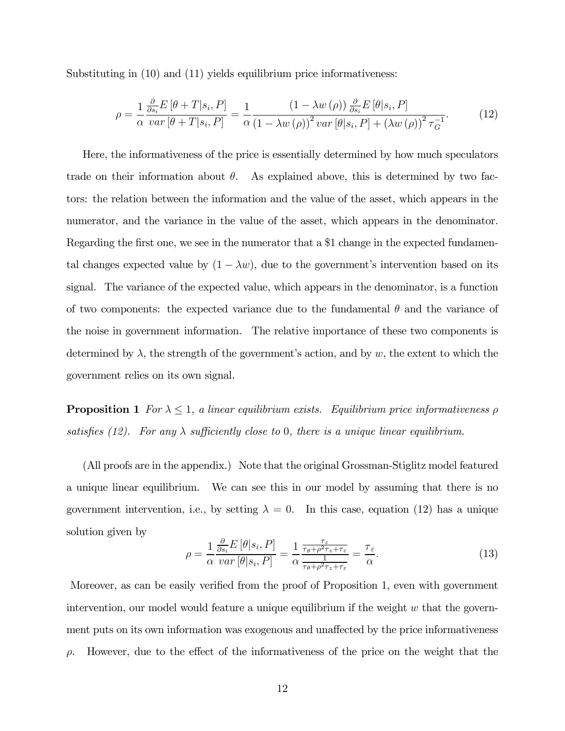Substituting in (10) and (11) yields equilibrium price informativeness:

$$\rho = \frac{1}{\alpha} \frac{\frac{\partial}{\partial s_i} E\left[\theta + T | s_i, P\right]}{var\left[\theta + T | s_i, P\right]} = \frac{1}{\alpha} \frac{\left(1 - \lambda w\left(\rho\right)\right) \frac{\partial}{\partial s_i} E\left[\theta | s_i, P\right]}{\left(1 - \lambda w\left(\rho\right)\right)^2 var\left[\theta | s_i, P\right] + \left(\lambda w\left(\rho\right)\right)^2 \tau_G^{-1}}. \tag{12}$$

Here, the informativeness of the price is essentially determined by how much speculators trade on their information about $\theta$. As explained above, this is determined by two factors: the relation between the information and the value of the asset, which appears in the numerator, and the variance in the value of the asset, which appears in the denominator. Regarding the first one, we see in the numerator that a \$1 change in the expected fundamental changes expected value by $(1 - \lambda w)$, due to the government's intervention based on its signal. The variance of the expected value, which appears in the denominator, is a function of two components: the expected variance due to the fundamental $\theta$ and the variance of the noise in government information. The relative importance of these two components is determined by $\lambda$, the strength of the government's action, and by $w$, the extent to which the government relies on its own signal.

**Proposition 1** *For $\lambda \leq 1$, a linear equilibrium exists. Equilibrium price informativeness $\rho$ satisfies (12). For any $\lambda$ sufficiently close to $0$, there is a unique linear equilibrium.*

(All proofs are in the appendix.) Note that the original Grossman-Stiglitz model featured a unique linear equilibrium. We can see this in our model by assuming that there is no government intervention, i.e., by setting $\lambda = 0$. In this case, equation (12) has a unique solution given by

$$\rho = \frac{1}{\alpha} \frac{\frac{\partial}{\partial s_i} E\left[\theta | s_i, P\right]}{var\left[\theta | s_i, P\right]} = \frac{1}{\alpha} \frac{\frac{\tau_\varepsilon}{\tau_\theta + \rho^2 \tau_z + \tau_\varepsilon}}{\frac{1}{\tau_\theta + \rho^2 \tau_z + \tau_\varepsilon}} = \frac{\tau_\varepsilon}{\alpha}. \tag{13}$$

Moreover, as can be easily verified from the proof of Proposition 1, even with government intervention, our model would feature a unique equilibrium if the weight $w$ that the government puts on its own information was exogenous and unaffected by the price informativeness $\rho$. However, due to the effect of the informativeness of the price on the weight that the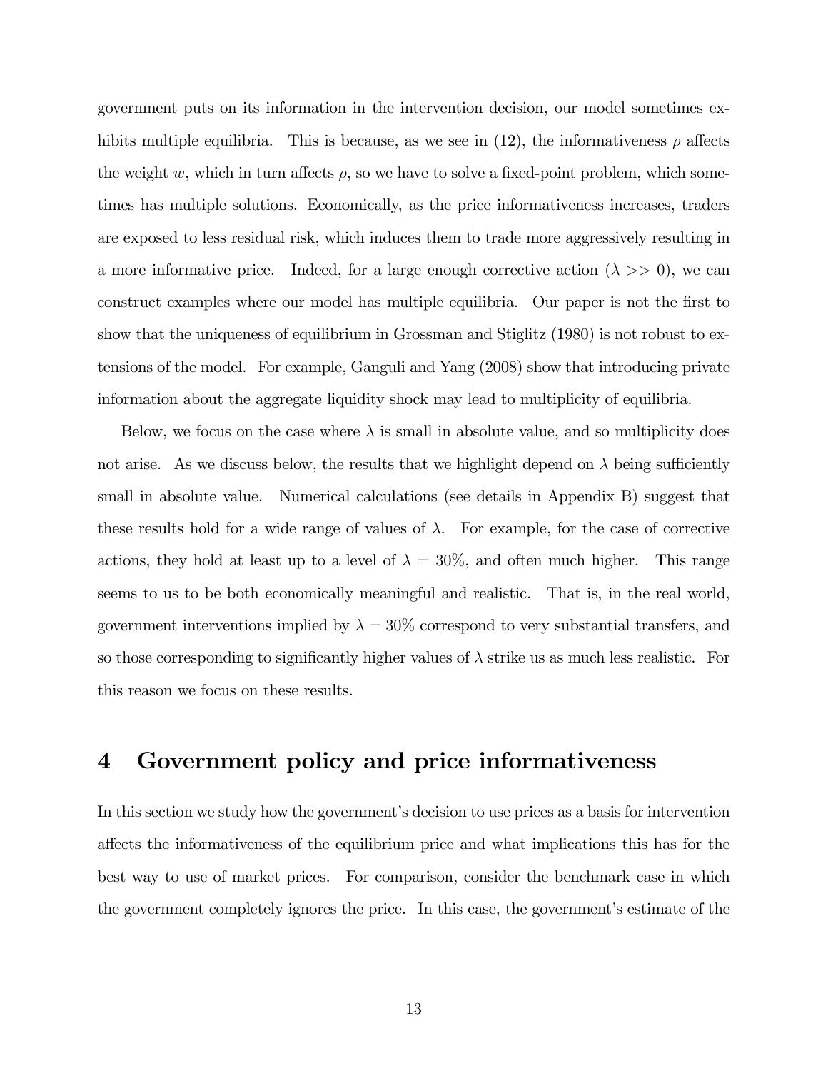government puts on its information in the intervention decision, our model sometimes exhibits multiple equilibria. This is because, as we see in (12), the informativeness $\rho$ affects the weight $w$, which in turn affects $\rho$, so we have to solve a fixed-point problem, which sometimes has multiple solutions. Economically, as the price informativeness increases, traders are exposed to less residual risk, which induces them to trade more aggressively resulting in a more informative price. Indeed, for a large enough corrective action ($\lambda >> 0$), we can construct examples where our model has multiple equilibria. Our paper is not the first to show that the uniqueness of equilibrium in Grossman and Stiglitz (1980) is not robust to extensions of the model. For example, Ganguli and Yang (2008) show that introducing private information about the aggregate liquidity shock may lead to multiplicity of equilibria.

Below, we focus on the case where $\lambda$ is small in absolute value, and so multiplicity does not arise. As we discuss below, the results that we highlight depend on $\lambda$ being sufficiently small in absolute value. Numerical calculations (see details in Appendix B) suggest that these results hold for a wide range of values of $\lambda$. For example, for the case of corrective actions, they hold at least up to a level of $\lambda = 30\%$, and often much higher. This range seems to us to be both economically meaningful and realistic. That is, in the real world, government interventions implied by $\lambda = 30\%$ correspond to very substantial transfers, and so those corresponding to significantly higher values of $\lambda$ strike us as much less realistic. For this reason we focus on these results.

# 4 Government policy and price informativeness

In this section we study how the government's decision to use prices as a basis for intervention affects the informativeness of the equilibrium price and what implications this has for the best way to use of market prices. For comparison, consider the benchmark case in which the government completely ignores the price. In this case, the government's estimate of the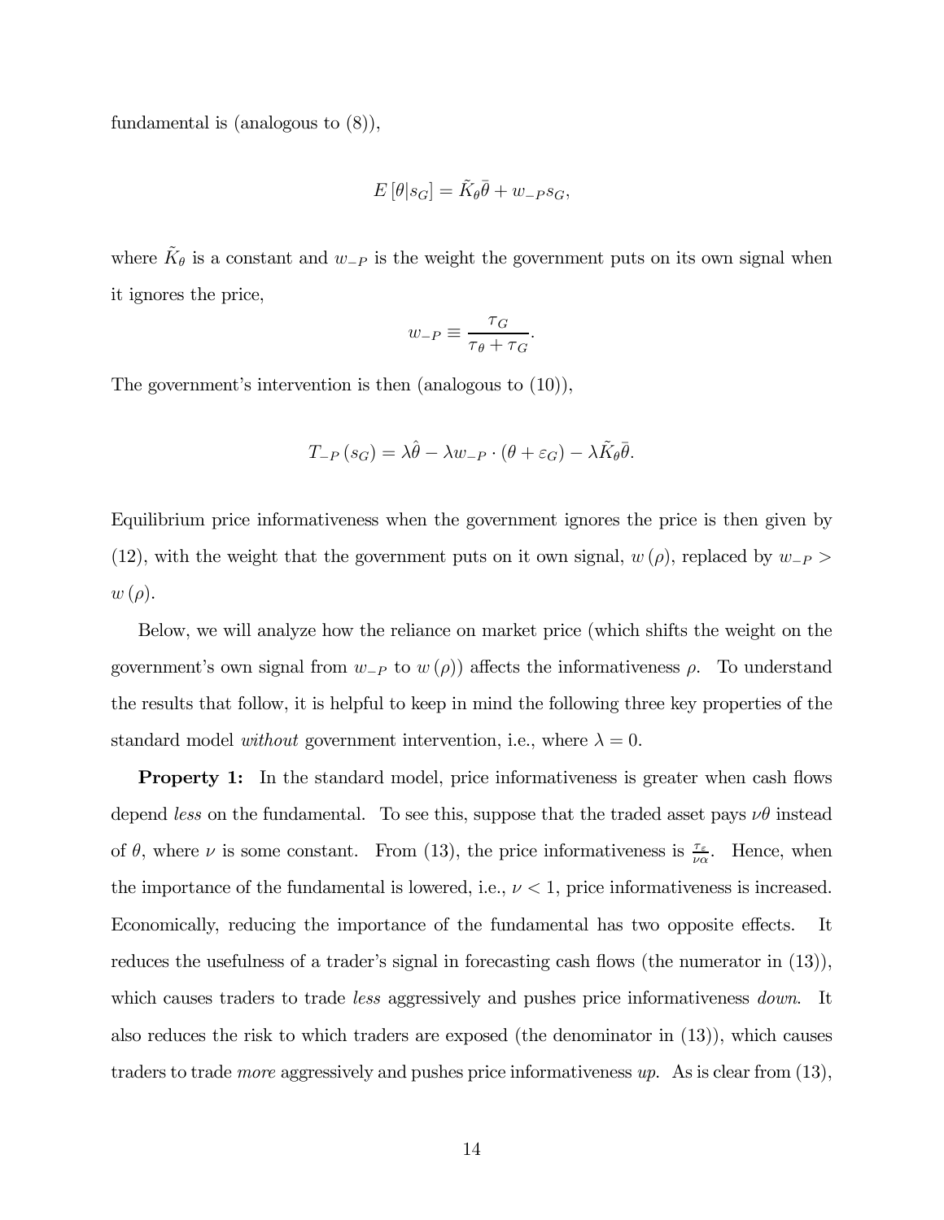fundamental is (analogous to (8)),

$$E[\theta|s_G] = \tilde{K}_\theta \bar{\theta} + w_{-P} s_G,$$

where $\tilde{K}_\theta$ is a constant and $w_{-P}$ is the weight the government puts on its own signal when it ignores the price,

$$w_{-P} \equiv \frac{\tau_G}{\tau_\theta + \tau_G}.$$

The government's intervention is then (analogous to (10)),

$$T_{-P}(s_G) = \lambda \hat{\theta} - \lambda w_{-P} \cdot (\theta + \varepsilon_G) - \lambda \tilde{K}_\theta \bar{\theta}.$$

Equilibrium price informativeness when the government ignores the price is then given by (12), with the weight that the government puts on it own signal, $w(\rho)$, replaced by $w_{-P} > w(\rho)$.

Below, we will analyze how the reliance on market price (which shifts the weight on the government's own signal from $w_{-P}$ to $w(\rho)$) affects the informativeness $\rho$. To understand the results that follow, it is helpful to keep in mind the following three key properties of the standard model *without* government intervention, i.e., where $\lambda = 0$.

**Property 1:** In the standard model, price informativeness is greater when cash flows depend *less* on the fundamental. To see this, suppose that the traded asset pays $\nu\theta$ instead of $\theta$, where $\nu$ is some constant. From (13), the price informativeness is $\frac{\tau_\varepsilon}{\nu\alpha}$. Hence, when the importance of the fundamental is lowered, i.e., $\nu < 1$, price informativeness is increased. Economically, reducing the importance of the fundamental has two opposite effects. It reduces the usefulness of a trader's signal in forecasting cash flows (the numerator in (13)), which causes traders to trade *less* aggressively and pushes price informativeness *down*. It also reduces the risk to which traders are exposed (the denominator in (13)), which causes traders to trade *more* aggressively and pushes price informativeness *up*. As is clear from (13),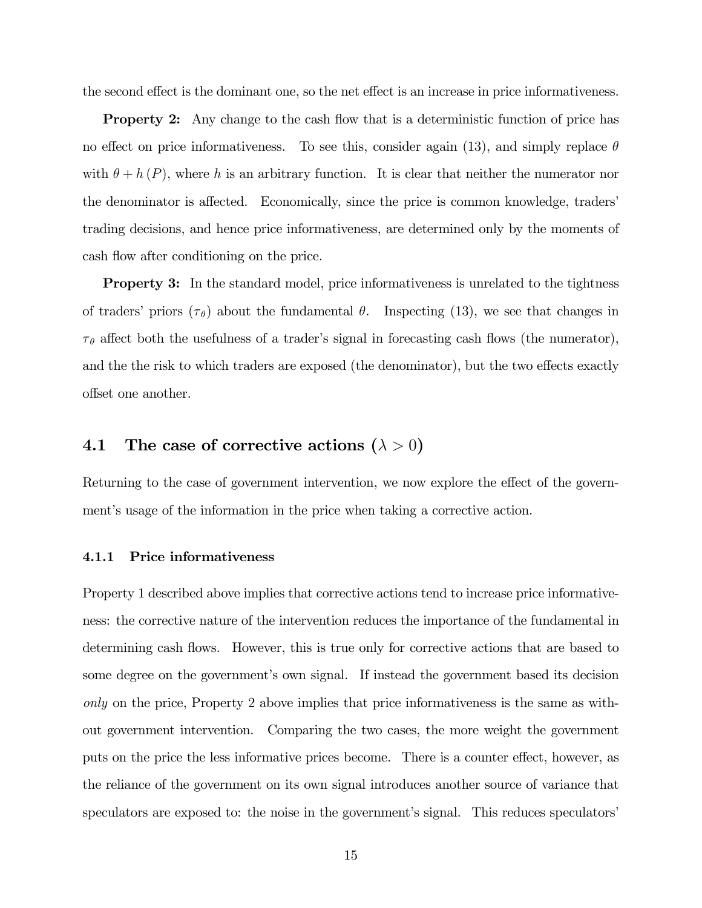the second effect is the dominant one, so the net effect is an increase in price informativeness.

**Property 2:** Any change to the cash flow that is a deterministic function of price has no effect on price informativeness. To see this, consider again (13), and simply replace $\theta$ with $\theta + h(P)$, where $h$ is an arbitrary function. It is clear that neither the numerator nor the denominator is affected. Economically, since the price is common knowledge, traders' trading decisions, and hence price informativeness, are determined only by the moments of cash flow after conditioning on the price.

**Property 3:** In the standard model, price informativeness is unrelated to the tightness of traders' priors ($\tau_\theta$) about the fundamental $\theta$. Inspecting (13), we see that changes in $\tau_\theta$ affect both the usefulness of a trader's signal in forecasting cash flows (the numerator), and the the risk to which traders are exposed (the denominator), but the two effects exactly offset one another.

## 4.1 The case of corrective actions ($\lambda > 0$)

Returning to the case of government intervention, we now explore the effect of the government's usage of the information in the price when taking a corrective action.

### 4.1.1 Price informativeness

Property 1 described above implies that corrective actions tend to increase price informativeness: the corrective nature of the intervention reduces the importance of the fundamental in determining cash flows. However, this is true only for corrective actions that are based to some degree on the government's own signal. If instead the government based its decision *only* on the price, Property 2 above implies that price informativeness is the same as without government intervention. Comparing the two cases, the more weight the government puts on the price the less informative prices become. There is a counter effect, however, as the reliance of the government on its own signal introduces another source of variance that speculators are exposed to: the noise in the government's signal. This reduces speculators'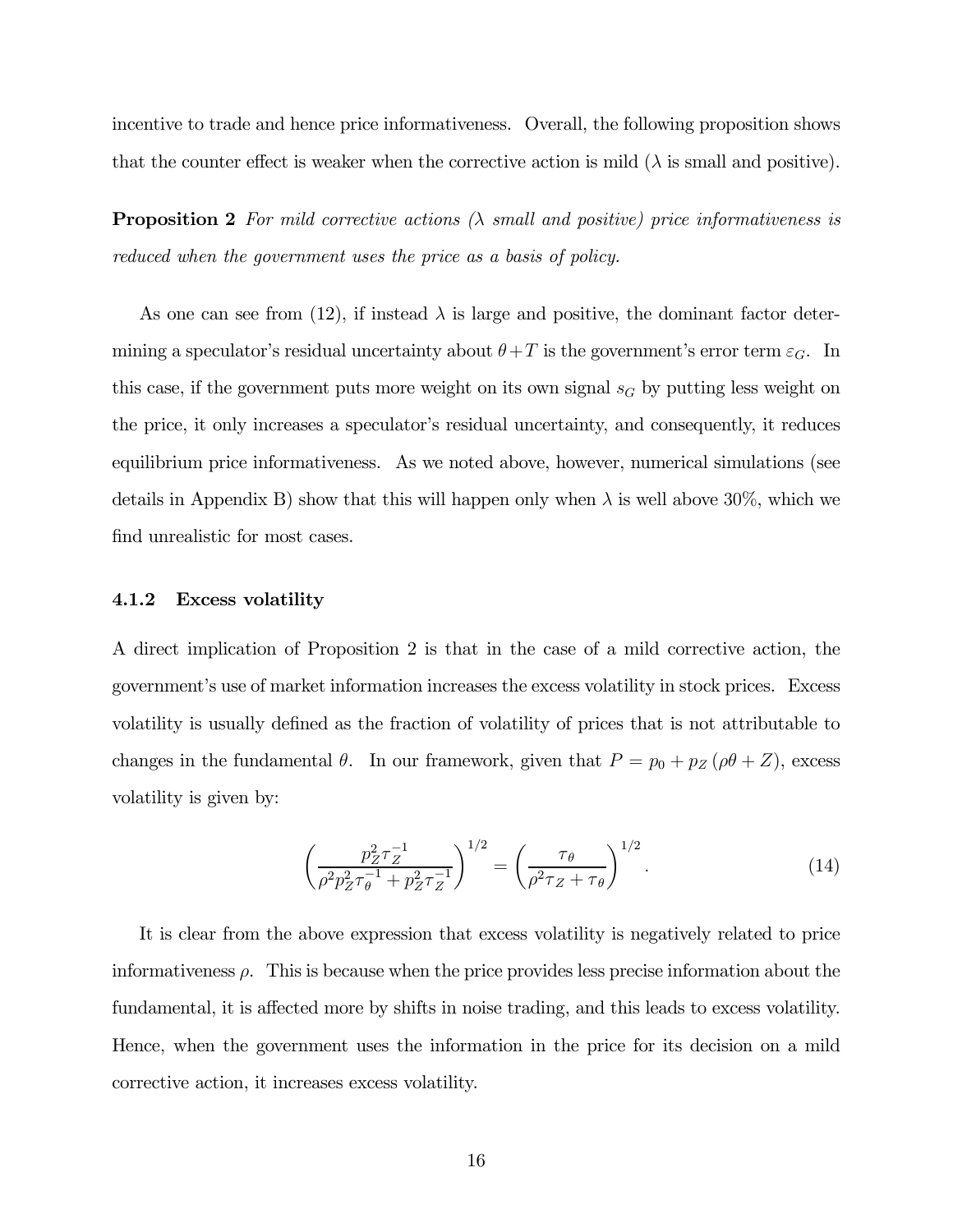incentive to trade and hence price informativeness. Overall, the following proposition shows that the counter effect is weaker when the corrective action is mild ($\lambda$ is small and positive).

**Proposition 2** *For mild corrective actions ($\lambda$ small and positive) price informativeness is reduced when the government uses the price as a basis of policy.*

As one can see from (12), if instead $\lambda$ is large and positive, the dominant factor determining a speculator's residual uncertainty about $\theta + T$ is the government's error term $\varepsilon_G$. In this case, if the government puts more weight on its own signal $s_G$ by putting less weight on the price, it only increases a speculator's residual uncertainty, and consequently, it reduces equilibrium price informativeness. As we noted above, however, numerical simulations (see details in Appendix B) show that this will happen only when $\lambda$ is well above 30%, which we find unrealistic for most cases.

### 4.1.2 Excess volatility

A direct implication of Proposition 2 is that in the case of a mild corrective action, the government's use of market information increases the excess volatility in stock prices. Excess volatility is usually defined as the fraction of volatility of prices that is not attributable to changes in the fundamental $\theta$. In our framework, given that $P = p_0 + p_Z (\rho\theta + Z)$, excess volatility is given by:

$$\left( \frac{p_Z^2 \tau_Z^{-1}}{\rho^2 p_Z^2 \tau_\theta^{-1} + p_Z^2 \tau_Z^{-1}} \right)^{1/2} = \left( \frac{\tau_\theta}{\rho^2 \tau_Z + \tau_\theta} \right)^{1/2}. \tag{14}$$

It is clear from the above expression that excess volatility is negatively related to price informativeness $\rho$. This is because when the price provides less precise information about the fundamental, it is affected more by shifts in noise trading, and this leads to excess volatility. Hence, when the government uses the information in the price for its decision on a mild corrective action, it increases excess volatility.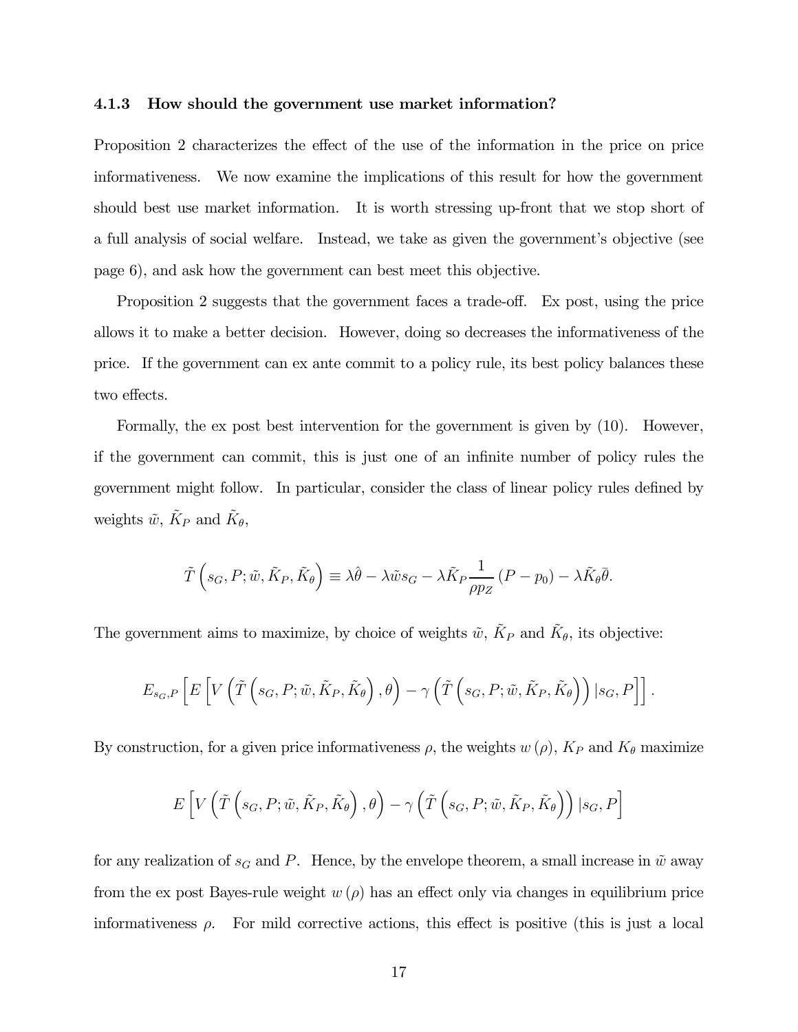### 4.1.3 How should the government use market information?

Proposition 2 characterizes the effect of the use of the information in the price on price informativeness. We now examine the implications of this result for how the government should best use market information. It is worth stressing up-front that we stop short of a full analysis of social welfare. Instead, we take as given the government's objective (see page 6), and ask how the government can best meet this objective.

Proposition 2 suggests that the government faces a trade-off. Ex post, using the price allows it to make a better decision. However, doing so decreases the informativeness of the price. If the government can ex ante commit to a policy rule, its best policy balances these two effects.

Formally, the ex post best intervention for the government is given by (10). However, if the government can commit, this is just one of an infinite number of policy rules the government might follow. In particular, consider the class of linear policy rules defined by weights $\tilde{w}$, $\tilde{K}_P$ and $\tilde{K}_\theta$,

$$\tilde{T}\left(s_G, P; \tilde{w}, \tilde{K}_P, \tilde{K}_\theta\right) \equiv \lambda\hat{\theta} - \lambda\tilde{w}s_G - \lambda\tilde{K}_P\frac{1}{\rho p_Z}\left(P - p_0\right) - \lambda\tilde{K}_\theta\bar{\theta}.$$

The government aims to maximize, by choice of weights $\tilde{w}$, $\tilde{K}_P$ and $\tilde{K}_\theta$, its objective:

$$E_{s_G,P}\left[E\left[V\left(\tilde{T}\left(s_G, P; \tilde{w}, \tilde{K}_P, \tilde{K}_\theta\right), \theta\right) - \gamma\left(\tilde{T}\left(s_G, P; \tilde{w}, \tilde{K}_P, \tilde{K}_\theta\right)\right)|s_G, P\right]\right].$$

By construction, for a given price informativeness $\rho$, the weights $w(\rho)$, $K_P$ and $K_\theta$ maximize

$$E\left[V\left(\tilde{T}\left(s_G, P; \tilde{w}, \tilde{K}_P, \tilde{K}_\theta\right), \theta\right) - \gamma\left(\tilde{T}\left(s_G, P; \tilde{w}, \tilde{K}_P, \tilde{K}_\theta\right)\right)|s_G, P\right]$$

for any realization of $s_G$ and $P$. Hence, by the envelope theorem, a small increase in $\tilde{w}$ away from the ex post Bayes-rule weight $w(\rho)$ has an effect only via changes in equilibrium price informativeness $\rho$. For mild corrective actions, this effect is positive (this is just a local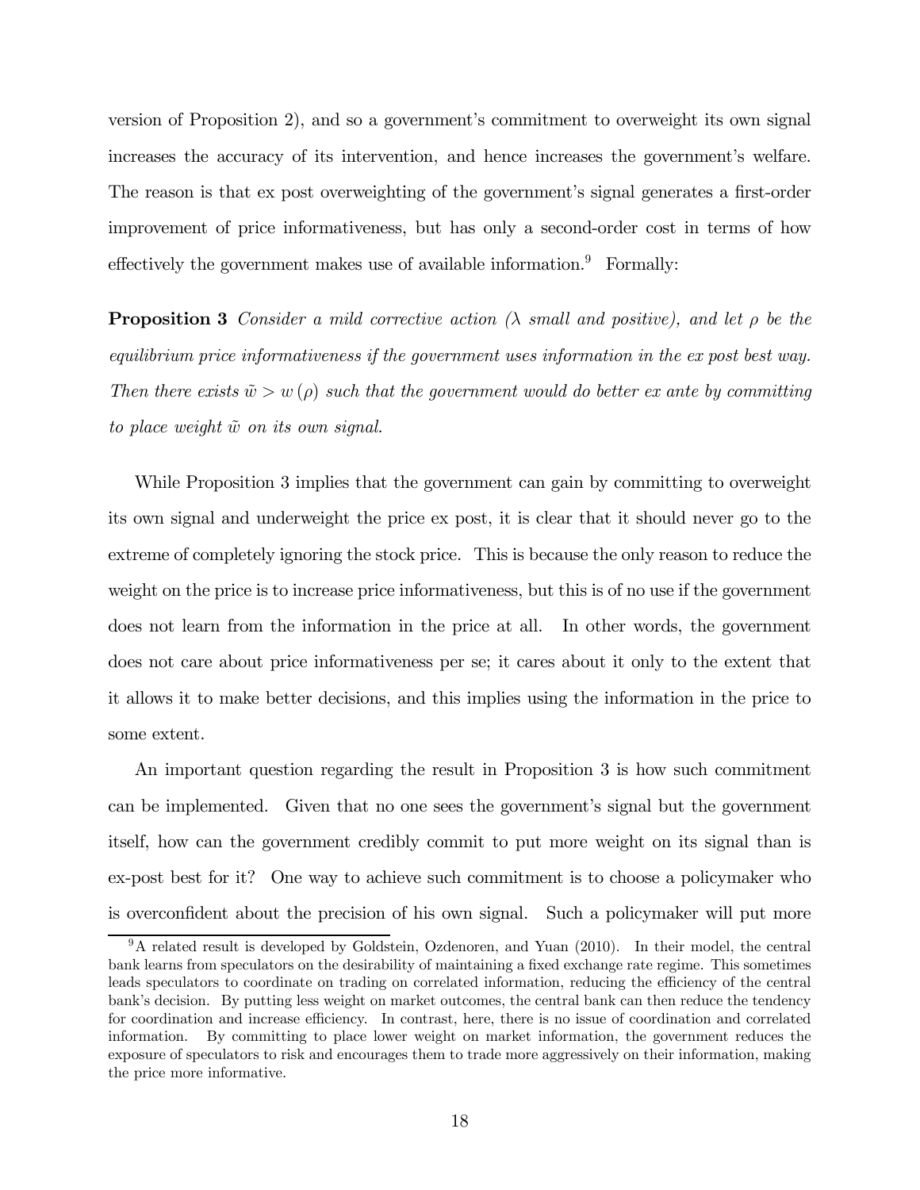version of Proposition 2), and so a government's commitment to overweight its own signal increases the accuracy of its intervention, and hence increases the government's welfare. The reason is that ex post overweighting of the government's signal generates a first-order improvement of price informativeness, but has only a second-order cost in terms of how effectively the government makes use of available information.[9] Formally:

**Proposition 3** *Consider a mild corrective action ($\lambda$ small and positive), and let $\rho$ be the equilibrium price informativeness if the government uses information in the ex post best way. Then there exists $\tilde{w} > w(\rho)$ such that the government would do better ex ante by committing to place weight $\tilde{w}$ on its own signal.*

While Proposition 3 implies that the government can gain by committing to overweight its own signal and underweight the price ex post, it is clear that it should never go to the extreme of completely ignoring the stock price. This is because the only reason to reduce the weight on the price is to increase price informativeness, but this is of no use if the government does not learn from the information in the price at all. In other words, the government does not care about price informativeness per se; it cares about it only to the extent that it allows it to make better decisions, and this implies using the information in the price to some extent.

An important question regarding the result in Proposition 3 is how such commitment can be implemented. Given that no one sees the government's signal but the government itself, how can the government credibly commit to put more weight on its signal than is ex-post best for it? One way to achieve such commitment is to choose a policymaker who is overconfident about the precision of his own signal. Such a policymaker will put more

[9] A related result is developed by Goldstein, Ozdenoren, and Yuan (2010). In their model, the central bank learns from speculators on the desirability of maintaining a fixed exchange rate regime. This sometimes leads speculators to coordinate on trading on correlated information, reducing the efficiency of the central bank's decision. By putting less weight on market outcomes, the central bank can then reduce the tendency for coordination and increase efficiency. In contrast, here, there is no issue of coordination and correlated information. By committing to place lower weight on market information, the government reduces the exposure of speculators to risk and encourages them to trade more aggressively on their information, making the price more informative.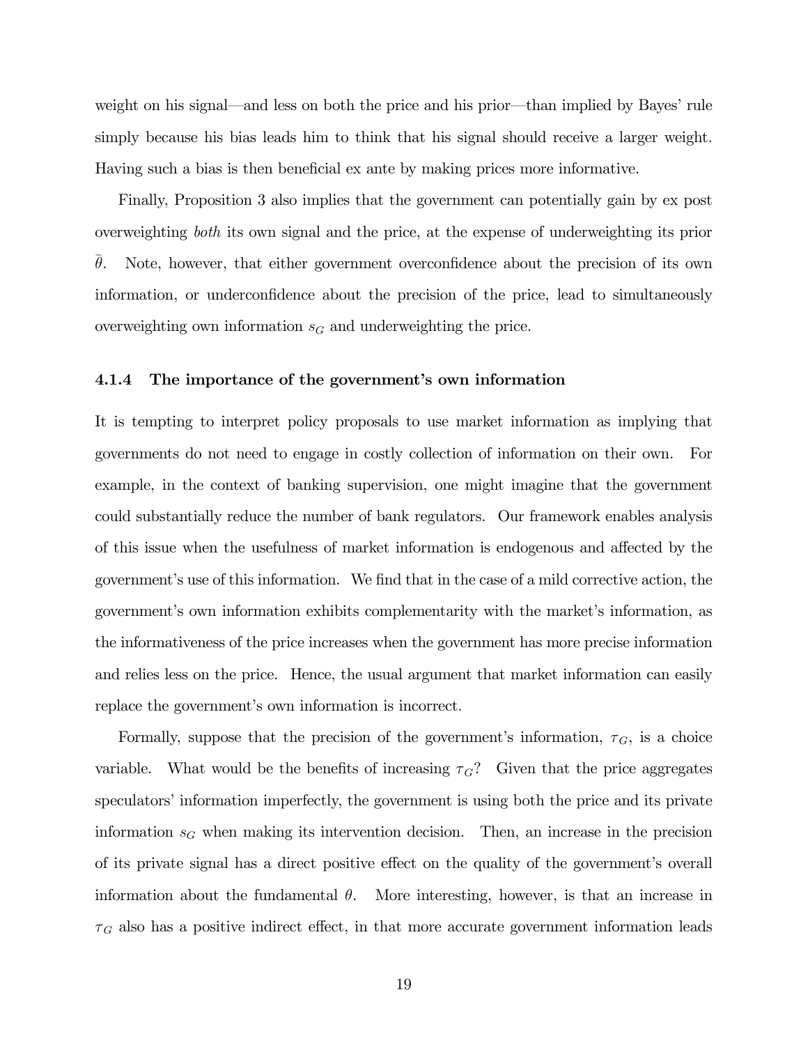weight on his signal—and less on both the price and his prior—than implied by Bayes' rule simply because his bias leads him to think that his signal should receive a larger weight. Having such a bias is then beneficial ex ante by making prices more informative.

Finally, Proposition 3 also implies that the government can potentially gain by ex post overweighting *both* its own signal and the price, at the expense of underweighting its prior $\bar{\theta}$. Note, however, that either government overconfidence about the precision of its own information, or underconfidence about the precision of the price, lead to simultaneously overweighting own information $s_G$ and underweighting the price.

#### 4.1.4 The importance of the government's own information

It is tempting to interpret policy proposals to use market information as implying that governments do not need to engage in costly collection of information on their own. For example, in the context of banking supervision, one might imagine that the government could substantially reduce the number of bank regulators. Our framework enables analysis of this issue when the usefulness of market information is endogenous and affected by the government's use of this information. We find that in the case of a mild corrective action, the government's own information exhibits complementarity with the market's information, as the informativeness of the price increases when the government has more precise information and relies less on the price. Hence, the usual argument that market information can easily replace the government's own information is incorrect.

Formally, suppose that the precision of the government's information, $\tau_G$, is a choice variable. What would be the benefits of increasing $\tau_G$? Given that the price aggregates speculators' information imperfectly, the government is using both the price and its private information $s_G$ when making its intervention decision. Then, an increase in the precision of its private signal has a direct positive effect on the quality of the government's overall information about the fundamental $\theta$. More interesting, however, is that an increase in $\tau_G$ also has a positive indirect effect, in that more accurate government information leads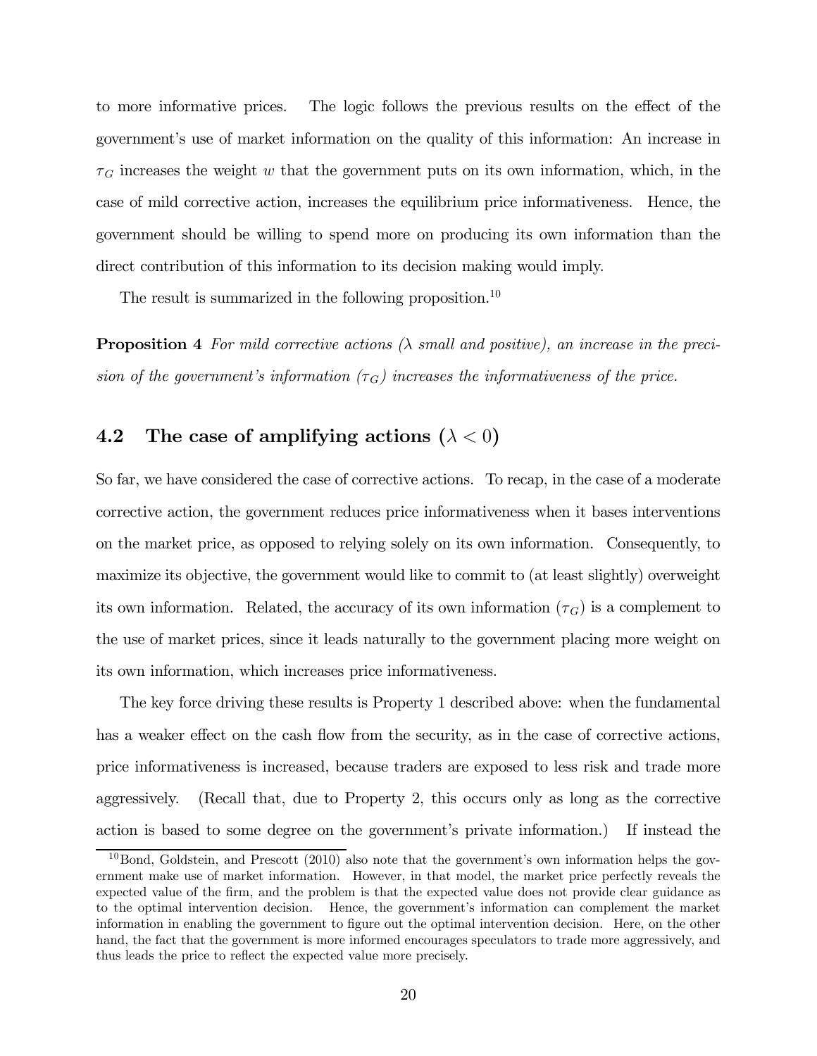to more informative prices. The logic follows the previous results on the effect of the government's use of market information on the quality of this information: An increase in $\tau_G$ increases the weight $w$ that the government puts on its own information, which, in the case of mild corrective action, increases the equilibrium price informativeness. Hence, the government should be willing to spend more on producing its own information than the direct contribution of this information to its decision making would imply.

The result is summarized in the following proposition.[10]

**Proposition 4** *For mild corrective actions ($\lambda$ small and positive), an increase in the precision of the government's information ($\tau_G$) increases the informativeness of the price.*

## 4.2 The case of amplifying actions ($\lambda < 0$)

So far, we have considered the case of corrective actions. To recap, in the case of a moderate corrective action, the government reduces price informativeness when it bases interventions on the market price, as opposed to relying solely on its own information. Consequently, to maximize its objective, the government would like to commit to (at least slightly) overweight its own information. Related, the accuracy of its own information ($\tau_G$) is a complement to the use of market prices, since it leads naturally to the government placing more weight on its own information, which increases price informativeness.

The key force driving these results is Property 1 described above: when the fundamental has a weaker effect on the cash flow from the security, as in the case of corrective actions, price informativeness is increased, because traders are exposed to less risk and trade more aggressively. (Recall that, due to Property 2, this occurs only as long as the corrective action is based to some degree on the government's private information.) If instead the

[10] Bond, Goldstein, and Prescott (2010) also note that the government's own information helps the government make use of market information. However, in that model, the market price perfectly reveals the expected value of the firm, and the problem is that the expected value does not provide clear guidance as to the optimal intervention decision. Hence, the government's information can complement the market information in enabling the government to figure out the optimal intervention decision. Here, on the other hand, the fact that the government is more informed encourages speculators to trade more aggressively, and thus leads the price to reflect the expected value more precisely.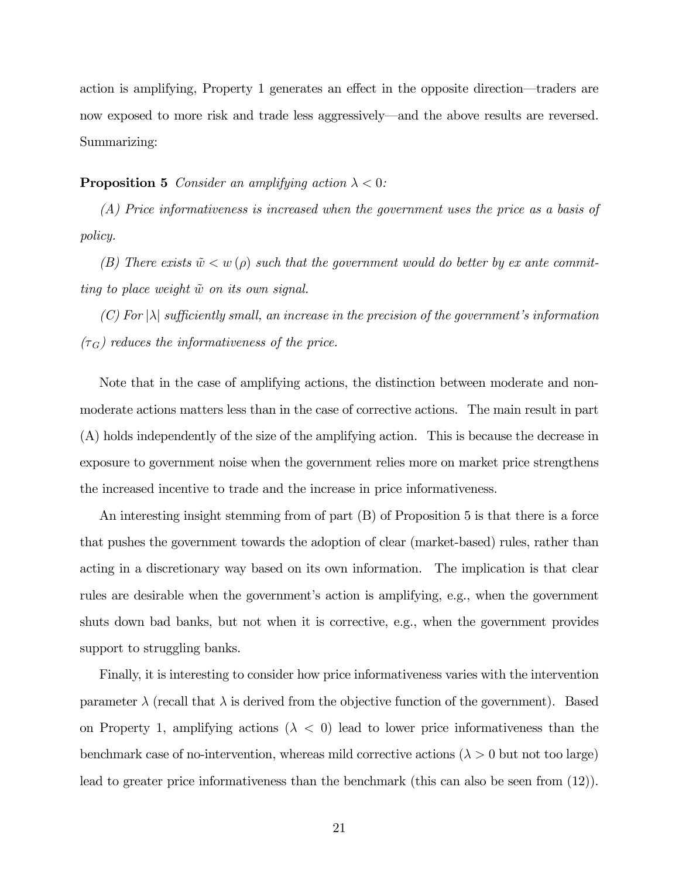action is amplifying, Property 1 generates an effect in the opposite direction—traders are now exposed to more risk and trade less aggressively—and the above results are reversed. Summarizing:

**Proposition 5** *Consider an amplifying action $\lambda < 0$:*

*(A) Price informativeness is increased when the government uses the price as a basis of policy.*

*(B) There exists $\tilde{w} < w(\rho)$ such that the government would do better by ex ante committing to place weight $\tilde{w}$ on its own signal.*

*(C) For $|\lambda|$ sufficiently small, an increase in the precision of the government's information ($\tau_G$) reduces the informativeness of the price.*

Note that in the case of amplifying actions, the distinction between moderate and non-moderate actions matters less than in the case of corrective actions. The main result in part (A) holds independently of the size of the amplifying action. This is because the decrease in exposure to government noise when the government relies more on market price strengthens the increased incentive to trade and the increase in price informativeness.

An interesting insight stemming from of part (B) of Proposition 5 is that there is a force that pushes the government towards the adoption of clear (market-based) rules, rather than acting in a discretionary way based on its own information. The implication is that clear rules are desirable when the government's action is amplifying, e.g., when the government shuts down bad banks, but not when it is corrective, e.g., when the government provides support to struggling banks.

Finally, it is interesting to consider how price informativeness varies with the intervention parameter $\lambda$ (recall that $\lambda$ is derived from the objective function of the government). Based on Property 1, amplifying actions ($\lambda < 0$) lead to lower price informativeness than the benchmark case of no-intervention, whereas mild corrective actions ($\lambda > 0$ but not too large) lead to greater price informativeness than the benchmark (this can also be seen from (12)).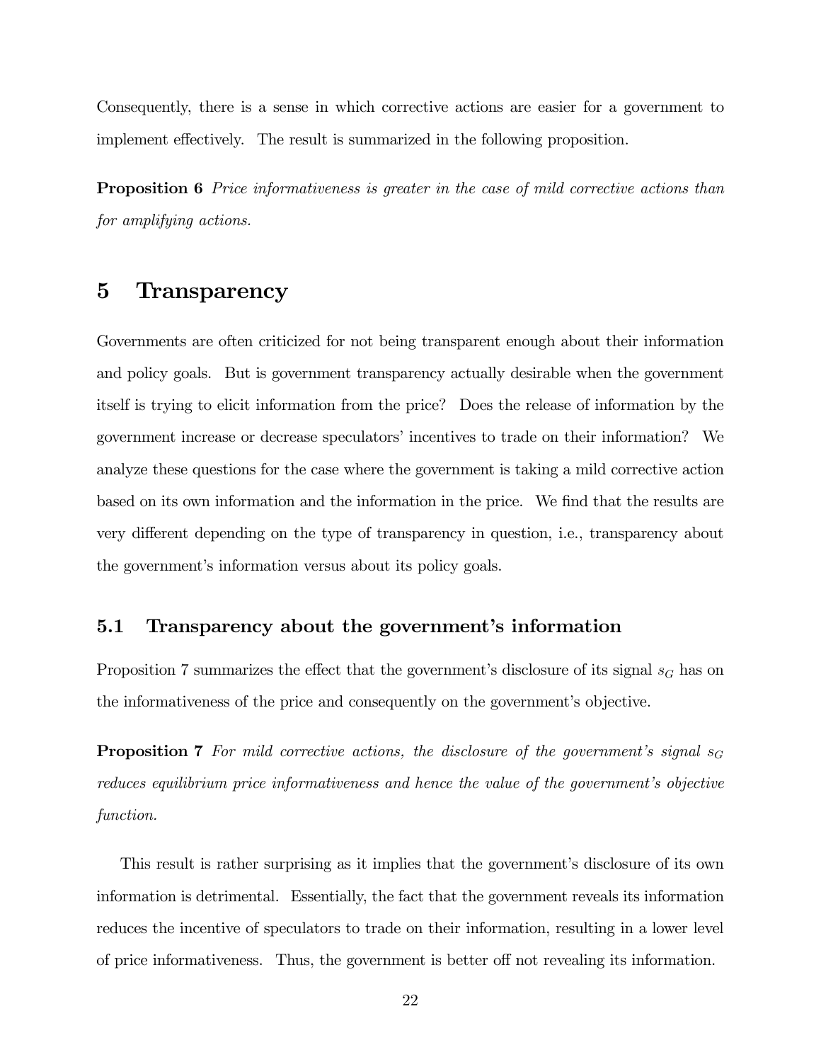Consequently, there is a sense in which corrective actions are easier for a government to implement effectively. The result is summarized in the following proposition.

**Proposition 6** *Price informativeness is greater in the case of mild corrective actions than for amplifying actions.*

# 5 Transparency

Governments are often criticized for not being transparent enough about their information and policy goals. But is government transparency actually desirable when the government itself is trying to elicit information from the price? Does the release of information by the government increase or decrease speculators' incentives to trade on their information? We analyze these questions for the case where the government is taking a mild corrective action based on its own information and the information in the price. We find that the results are very different depending on the type of transparency in question, i.e., transparency about the government's information versus about its policy goals.

## 5.1 Transparency about the government's information

Proposition 7 summarizes the effect that the government's disclosure of its signal $s_G$ has on the informativeness of the price and consequently on the government's objective.

**Proposition 7** *For mild corrective actions, the disclosure of the government's signal $s_G$ reduces equilibrium price informativeness and hence the value of the government's objective function.*

This result is rather surprising as it implies that the government's disclosure of its own information is detrimental. Essentially, the fact that the government reveals its information reduces the incentive of speculators to trade on their information, resulting in a lower level of price informativeness. Thus, the government is better off not revealing its information.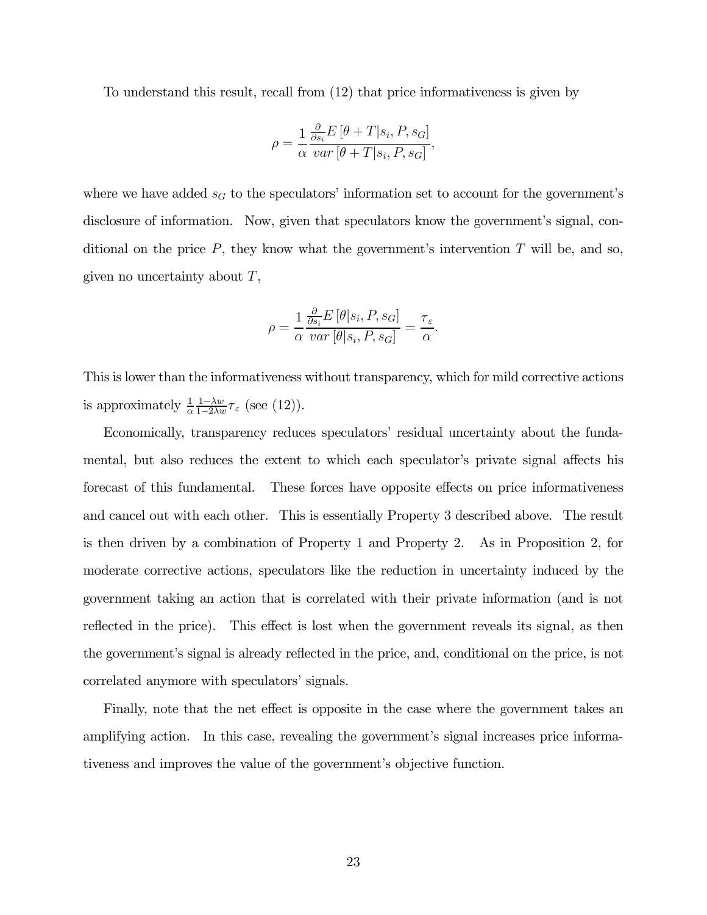To understand this result, recall from (12) that price informativeness is given by

$$\rho = \frac{1}{\alpha} \frac{\frac{\partial}{\partial s_i} E\left[\theta + T | s_i, P, s_G\right]}{var\left[\theta + T | s_i, P, s_G\right]},$$

where we have added $s_G$ to the speculators' information set to account for the government's disclosure of information. Now, given that speculators know the government's signal, conditional on the price $P$, they know what the government's intervention $T$ will be, and so, given no uncertainty about $T$,

$$\rho = \frac{1}{\alpha} \frac{\frac{\partial}{\partial s_i} E\left[\theta | s_i, P, s_G\right]}{var\left[\theta | s_i, P, s_G\right]} = \frac{\tau_\varepsilon}{\alpha}.$$

This is lower than the informativeness without transparency, which for mild corrective actions is approximately $\frac{1}{\alpha} \frac{1-\lambda w}{1-2\lambda w} \tau_\varepsilon$ (see (12)).

Economically, transparency reduces speculators' residual uncertainty about the fundamental, but also reduces the extent to which each speculator's private signal affects his forecast of this fundamental. These forces have opposite effects on price informativeness and cancel out with each other. This is essentially Property 3 described above. The result is then driven by a combination of Property 1 and Property 2. As in Proposition 2, for moderate corrective actions, speculators like the reduction in uncertainty induced by the government taking an action that is correlated with their private information (and is not reflected in the price). This effect is lost when the government reveals its signal, as then the government's signal is already reflected in the price, and, conditional on the price, is not correlated anymore with speculators' signals.

Finally, note that the net effect is opposite in the case where the government takes an amplifying action. In this case, revealing the government's signal increases price informativeness and improves the value of the government's objective function.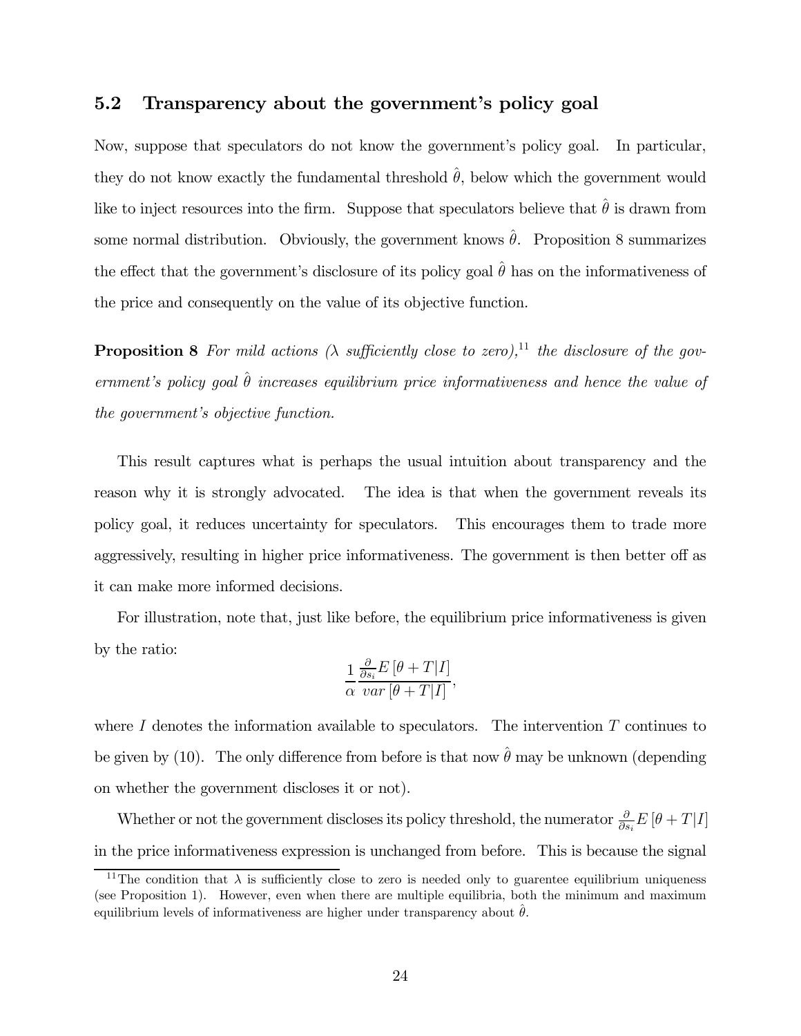### 5.2 Transparency about the government's policy goal

Now, suppose that speculators do not know the government's policy goal. In particular, they do not know exactly the fundamental threshold $\hat{\theta}$, below which the government would like to inject resources into the firm. Suppose that speculators believe that $\hat{\theta}$ is drawn from some normal distribution. Obviously, the government knows $\hat{\theta}$. Proposition 8 summarizes the effect that the government's disclosure of its policy goal $\hat{\theta}$ has on the informativeness of the price and consequently on the value of its objective function.

**Proposition 8** *For mild actions ($\lambda$ sufficiently close to zero),*[11] *the disclosure of the government's policy goal $\hat{\theta}$ increases equilibrium price informativeness and hence the value of the government's objective function.*

This result captures what is perhaps the usual intuition about transparency and the reason why it is strongly advocated. The idea is that when the government reveals its policy goal, it reduces uncertainty for speculators. This encourages them to trade more aggressively, resulting in higher price informativeness. The government is then better off as it can make more informed decisions.

For illustration, note that, just like before, the equilibrium price informativeness is given by the ratio:

$$\frac{1}{\alpha}\frac{\frac{\partial}{\partial s_i}E\left[\theta+T|I\right]}{var\left[\theta+T|I\right]},$$

where $I$ denotes the information available to speculators. The intervention $T$ continues to be given by (10). The only difference from before is that now $\hat{\theta}$ may be unknown (depending on whether the government discloses it or not).

Whether or not the government discloses its policy threshold, the numerator $\frac{\partial}{\partial s_i}E\left[\theta+T|I\right]$ in the price informativeness expression is unchanged from before. This is because the signal

[11] The condition that $\lambda$ is sufficiently close to zero is needed only to guarentee equilibrium uniqueness (see Proposition 1). However, even when there are multiple equilibria, both the minimum and maximum equilibrium levels of informativeness are higher under transparency about $\hat{\theta}$.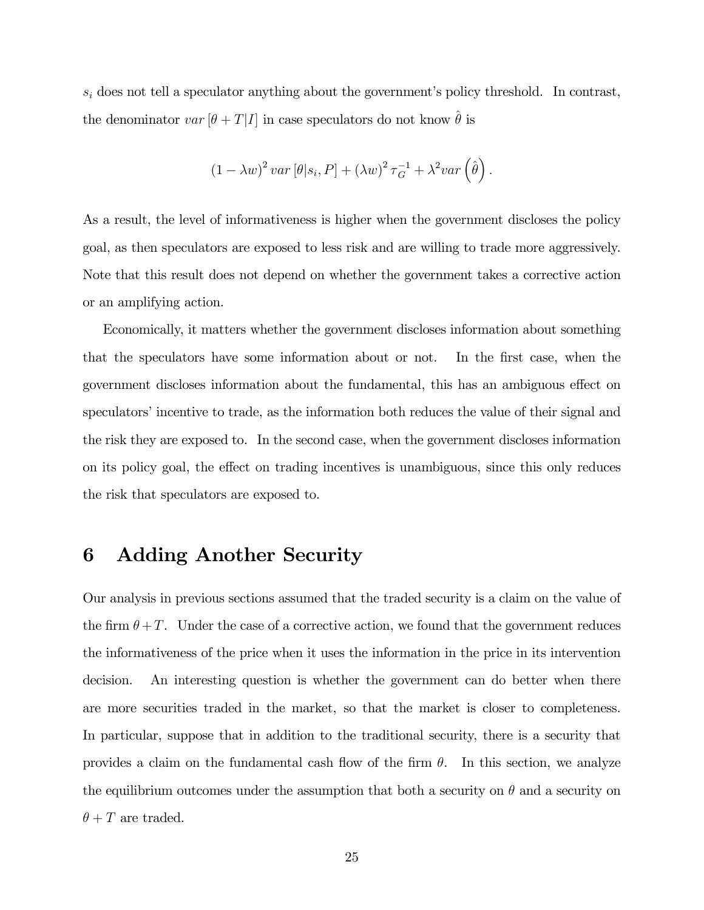$s_i$ does not tell a speculator anything about the government's policy threshold. In contrast, the denominator $var[\theta + T|I]$ in case speculators do not know $\hat{\theta}$ is

$$(1 - \lambda w)^2 var[\theta|s_i, P] + (\lambda w)^2 \tau_G^{-1} + \lambda^2 var\left(\hat{\theta}\right).$$

As a result, the level of informativeness is higher when the government discloses the policy goal, as then speculators are exposed to less risk and are willing to trade more aggressively. Note that this result does not depend on whether the government takes a corrective action or an amplifying action.

Economically, it matters whether the government discloses information about something that the speculators have some information about or not. In the first case, when the government discloses information about the fundamental, this has an ambiguous effect on speculators' incentive to trade, as the information both reduces the value of their signal and the risk they are exposed to. In the second case, when the government discloses information on its policy goal, the effect on trading incentives is unambiguous, since this only reduces the risk that speculators are exposed to.

# 6 Adding Another Security

Our analysis in previous sections assumed that the traded security is a claim on the value of the firm $\theta + T$. Under the case of a corrective action, we found that the government reduces the informativeness of the price when it uses the information in the price in its intervention decision. An interesting question is whether the government can do better when there are more securities traded in the market, so that the market is closer to completeness. In particular, suppose that in addition to the traditional security, there is a security that provides a claim on the fundamental cash flow of the firm $\theta$. In this section, we analyze the equilibrium outcomes under the assumption that both a security on $\theta$ and a security on $\theta + T$ are traded.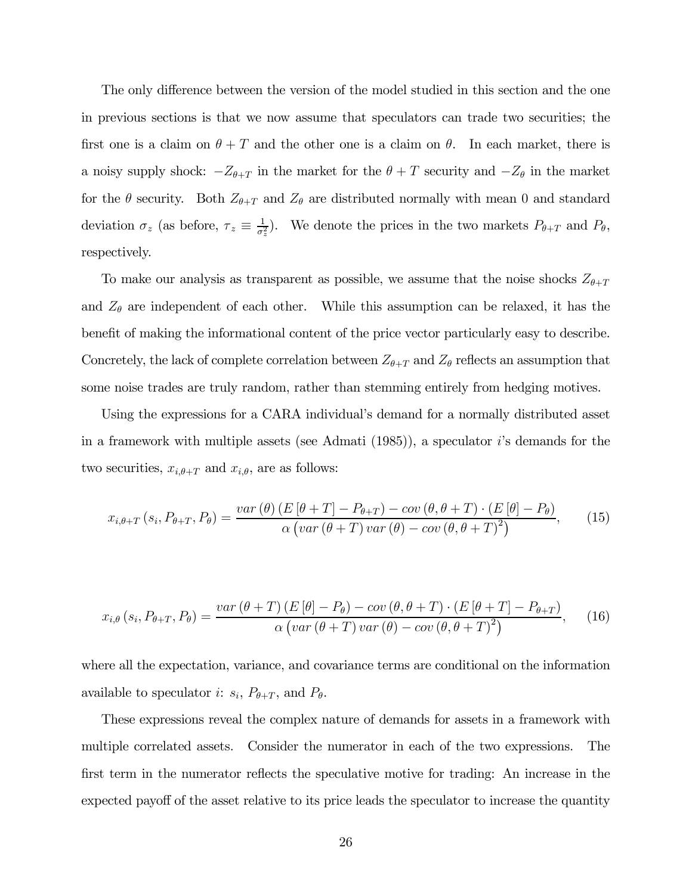The only difference between the version of the model studied in this section and the one in previous sections is that we now assume that speculators can trade two securities; the first one is a claim on $\theta + T$ and the other one is a claim on $\theta$. In each market, there is a noisy supply shock: $-Z_{\theta+T}$ in the market for the $\theta + T$ security and $-Z_\theta$ in the market for the $\theta$ security. Both $Z_{\theta+T}$ and $Z_\theta$ are distributed normally with mean 0 and standard deviation $\sigma_z$ (as before, $\tau_z \equiv \frac{1}{\sigma_z^2}$). We denote the prices in the two markets $P_{\theta+T}$ and $P_\theta$, respectively.

To make our analysis as transparent as possible, we assume that the noise shocks $Z_{\theta+T}$ and $Z_\theta$ are independent of each other. While this assumption can be relaxed, it has the benefit of making the informational content of the price vector particularly easy to describe. Concretely, the lack of complete correlation between $Z_{\theta+T}$ and $Z_\theta$ reflects an assumption that some noise trades are truly random, rather than stemming entirely from hedging motives.

Using the expressions for a CARA individual's demand for a normally distributed asset in a framework with multiple assets (see Admati (1985)), a speculator $i$'s demands for the two securities, $x_{i,\theta+T}$ and $x_{i,\theta}$, are as follows:

$$x_{i,\theta+T}(s_i, P_{\theta+T}, P_\theta) = \frac{var(\theta)(E[\theta+T] - P_{\theta+T}) - cov(\theta, \theta+T) \cdot (E[\theta] - P_\theta)}{\alpha\left(var(\theta+T)\,var(\theta) - cov(\theta, \theta+T)^2\right)}, \quad (15)$$

$$x_{i,\theta}(s_i, P_{\theta+T}, P_\theta) = \frac{var(\theta+T)(E[\theta] - P_\theta) - cov(\theta, \theta+T) \cdot (E[\theta+T] - P_{\theta+T})}{\alpha\left(var(\theta+T)\,var(\theta) - cov(\theta, \theta+T)^2\right)}, \quad (16)$$

where all the expectation, variance, and covariance terms are conditional on the information available to speculator $i$: $s_i$, $P_{\theta+T}$, and $P_\theta$.

These expressions reveal the complex nature of demands for assets in a framework with multiple correlated assets. Consider the numerator in each of the two expressions. The first term in the numerator reflects the speculative motive for trading: An increase in the expected payoff of the asset relative to its price leads the speculator to increase the quantity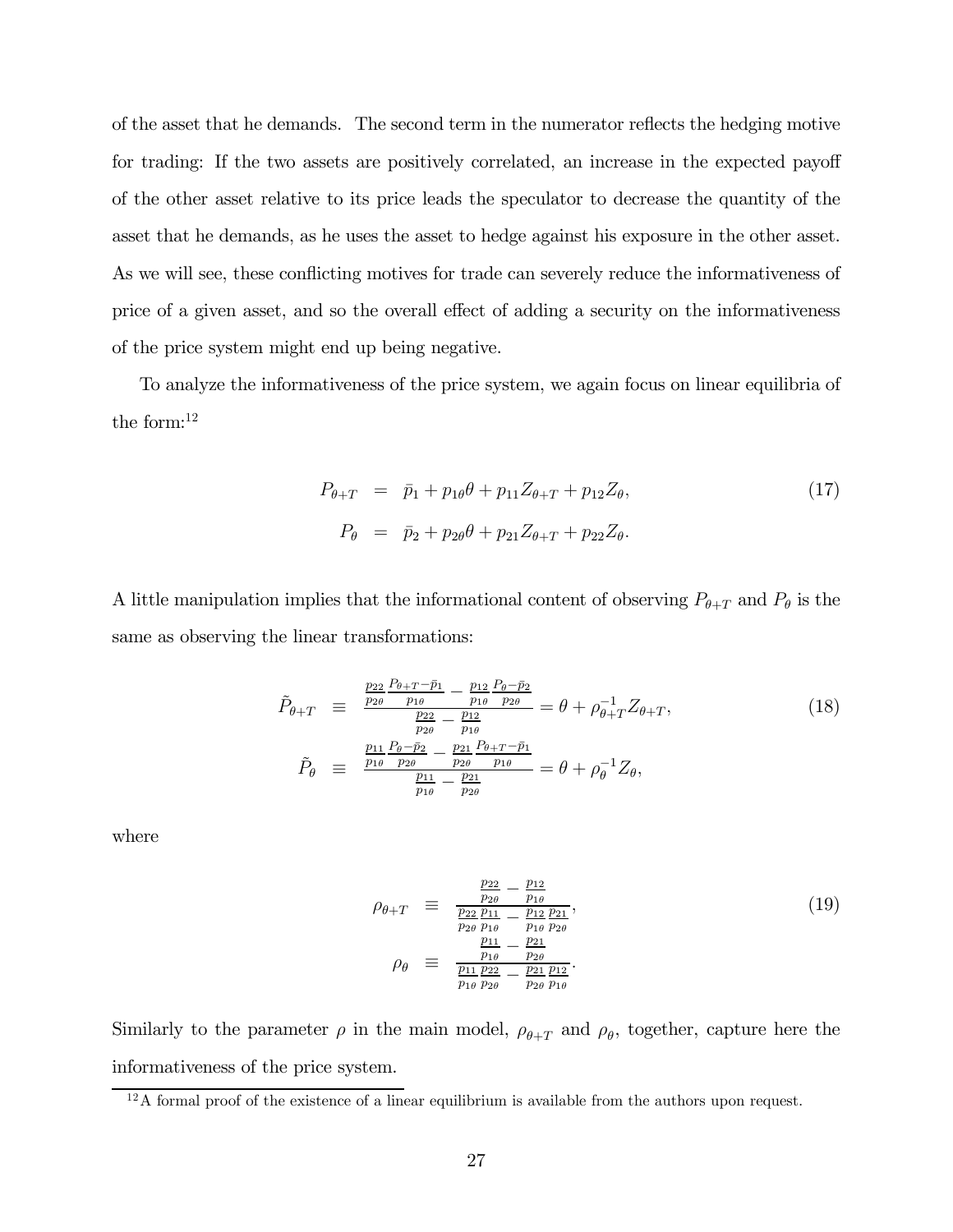of the asset that he demands. The second term in the numerator reflects the hedging motive for trading: If the two assets are positively correlated, an increase in the expected payoff of the other asset relative to its price leads the speculator to decrease the quantity of the asset that he demands, as he uses the asset to hedge against his exposure in the other asset. As we will see, these conflicting motives for trade can severely reduce the informativeness of price of a given asset, and so the overall effect of adding a security on the informativeness of the price system might end up being negative.

To analyze the informativeness of the price system, we again focus on linear equilibria of the form:[12]

$$
\begin{aligned}
P_{\theta+T} &= \bar{p}_1 + p_{1\theta}\theta + p_{11}Z_{\theta+T} + p_{12}Z_\theta, \\
P_\theta &= \bar{p}_2 + p_{2\theta}\theta + p_{21}Z_{\theta+T} + p_{22}Z_\theta.
\end{aligned}
\tag{17}
$$

A little manipulation implies that the informational content of observing $P_{\theta+T}$ and $P_\theta$ is the same as observing the linear transformations:

$$
\begin{aligned}
\tilde{P}_{\theta+T} &\equiv \frac{\frac{p_{22}}{p_{2\theta}}\frac{P_{\theta+T}-\bar{p}_1}{p_{1\theta}} - \frac{p_{12}}{p_{1\theta}}\frac{P_\theta-\bar{p}_2}{p_{2\theta}}}{\frac{p_{22}}{p_{2\theta}} - \frac{p_{12}}{p_{1\theta}}} = \theta + \rho_{\theta+T}^{-1}Z_{\theta+T}, \\
\tilde{P}_\theta &\equiv \frac{\frac{p_{11}}{p_{1\theta}}\frac{P_\theta-\bar{p}_2}{p_{2\theta}} - \frac{p_{21}}{p_{2\theta}}\frac{P_{\theta+T}-\bar{p}_1}{p_{1\theta}}}{\frac{p_{11}}{p_{1\theta}} - \frac{p_{21}}{p_{2\theta}}} = \theta + \rho_\theta^{-1}Z_\theta,
\end{aligned}
\tag{18}
$$

where

$$
\begin{aligned}
\rho_{\theta+T} &\equiv \frac{\frac{p_{22}}{p_{2\theta}} - \frac{p_{12}}{p_{1\theta}}}{\frac{p_{22}}{p_{2\theta}}\frac{p_{11}}{p_{1\theta}} - \frac{p_{12}}{p_{1\theta}}\frac{p_{21}}{p_{2\theta}}}, \\
\rho_\theta &\equiv \frac{\frac{p_{11}}{p_{1\theta}} - \frac{p_{21}}{p_{2\theta}}}{\frac{p_{11}}{p_{1\theta}}\frac{p_{22}}{p_{2\theta}} - \frac{p_{21}}{p_{2\theta}}\frac{p_{12}}{p_{1\theta}}}.
\end{aligned}
\tag{19}
$$

Similarly to the parameter $\rho$ in the main model, $\rho_{\theta+T}$ and $\rho_\theta$, together, capture here the informativeness of the price system.

[12] A formal proof of the existence of a linear equilibrium is available from the authors upon request.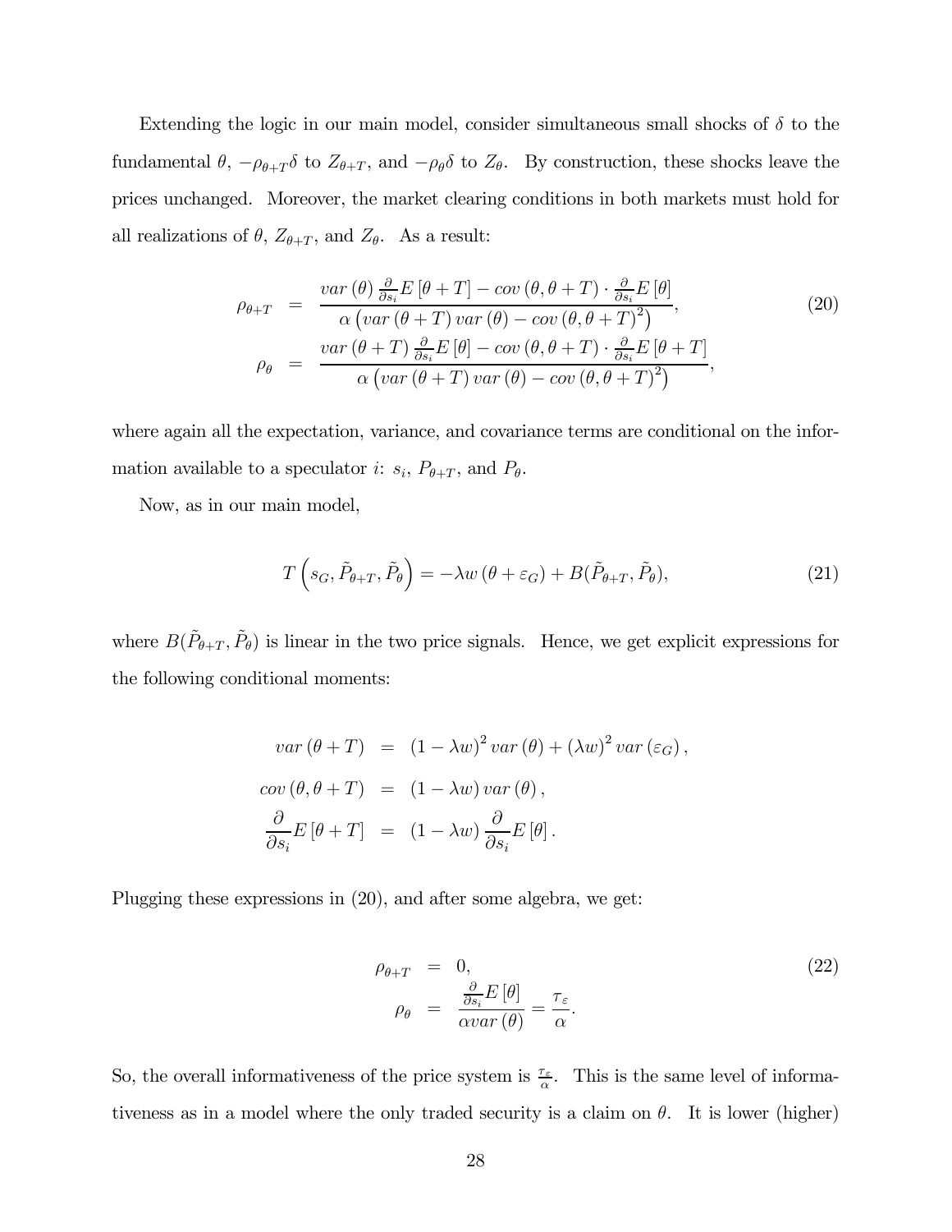Extending the logic in our main model, consider simultaneous small shocks of $\delta$ to the fundamental $\theta$, $-\rho_{\theta+T}\delta$ to $Z_{\theta+T}$, and $-\rho_\theta\delta$ to $Z_\theta$. By construction, these shocks leave the prices unchanged. Moreover, the market clearing conditions in both markets must hold for all realizations of $\theta$, $Z_{\theta+T}$, and $Z_\theta$. As a result:

$$
\begin{aligned}
\rho_{\theta+T} &= \frac{var(\theta)\frac{\partial}{\partial s_i}E[\theta+T] - cov(\theta,\theta+T)\cdot\frac{\partial}{\partial s_i}E[\theta]}{\alpha\left(var(\theta+T)\,var(\theta) - cov(\theta,\theta+T)^2\right)}, \\
\rho_\theta &= \frac{var(\theta+T)\frac{\partial}{\partial s_i}E[\theta] - cov(\theta,\theta+T)\cdot\frac{\partial}{\partial s_i}E[\theta+T]}{\alpha\left(var(\theta+T)\,var(\theta) - cov(\theta,\theta+T)^2\right)},
\end{aligned}
\tag{20}
$$

where again all the expectation, variance, and covariance terms are conditional on the information available to a speculator $i$: $s_i$, $P_{\theta+T}$, and $P_\theta$.

Now, as in our main model,

$$
T\left(s_G, \tilde{P}_{\theta+T}, \tilde{P}_\theta\right) = -\lambda w\left(\theta+\varepsilon_G\right) + B(\tilde{P}_{\theta+T}, \tilde{P}_\theta), \tag{21}
$$

where $B(\tilde{P}_{\theta+T}, \tilde{P}_\theta)$ is linear in the two price signals. Hence, we get explicit expressions for the following conditional moments:

$$
\begin{aligned}
var(\theta+T) &= (1-\lambda w)^2\,var(\theta) + (\lambda w)^2\,var(\varepsilon_G), \\
cov(\theta,\theta+T) &= (1-\lambda w)\,var(\theta), \\
\frac{\partial}{\partial s_i}E[\theta+T] &= (1-\lambda w)\frac{\partial}{\partial s_i}E[\theta].
\end{aligned}
$$

Plugging these expressions in (20), and after some algebra, we get:

$$
\begin{aligned}
\rho_{\theta+T} &= 0, \\
\rho_\theta &= \frac{\frac{\partial}{\partial s_i}E[\theta]}{\alpha var(\theta)} = \frac{\tau_\varepsilon}{\alpha}.
\end{aligned}
\tag{22}
$$

So, the overall informativeness of the price system is $\frac{\tau_\varepsilon}{\alpha}$. This is the same level of informativeness as in a model where the only traded security is a claim on $\theta$. It is lower (higher)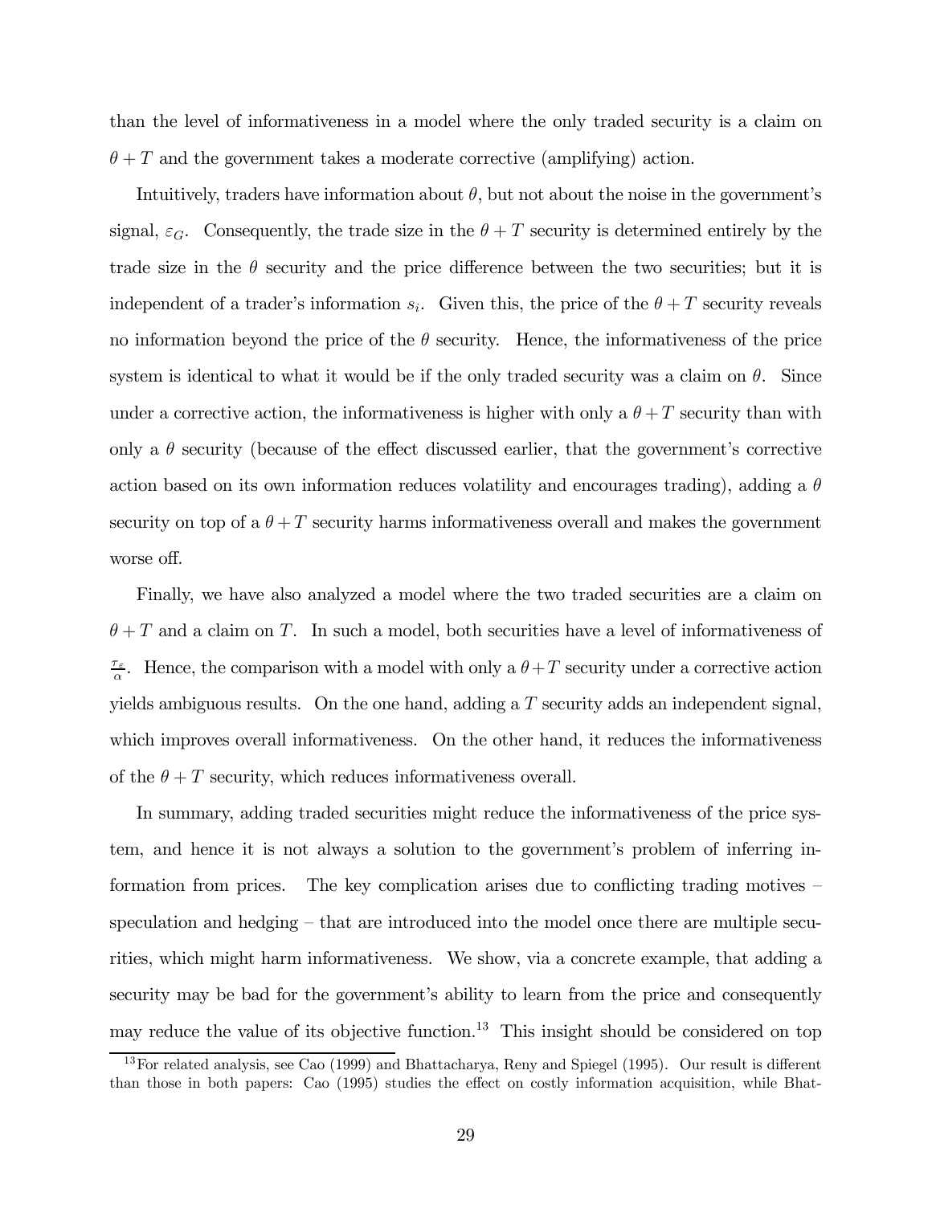than the level of informativeness in a model where the only traded security is a claim on $\theta + T$ and the government takes a moderate corrective (amplifying) action.

Intuitively, traders have information about $\theta$, but not about the noise in the government's signal, $\varepsilon_G$. Consequently, the trade size in the $\theta + T$ security is determined entirely by the trade size in the $\theta$ security and the price difference between the two securities; but it is independent of a trader's information $s_i$. Given this, the price of the $\theta + T$ security reveals no information beyond the price of the $\theta$ security. Hence, the informativeness of the price system is identical to what it would be if the only traded security was a claim on $\theta$. Since under a corrective action, the informativeness is higher with only a $\theta + T$ security than with only a $\theta$ security (because of the effect discussed earlier, that the government's corrective action based on its own information reduces volatility and encourages trading), adding a $\theta$ security on top of a $\theta + T$ security harms informativeness overall and makes the government worse off.

Finally, we have also analyzed a model where the two traded securities are a claim on $\theta + T$ and a claim on $T$. In such a model, both securities have a level of informativeness of $\frac{\tau_\varepsilon}{\alpha}$. Hence, the comparison with a model with only a $\theta + T$ security under a corrective action yields ambiguous results. On the one hand, adding a $T$ security adds an independent signal, which improves overall informativeness. On the other hand, it reduces the informativeness of the $\theta + T$ security, which reduces informativeness overall.

In summary, adding traded securities might reduce the informativeness of the price system, and hence it is not always a solution to the government's problem of inferring information from prices. The key complication arises due to conflicting trading motives – speculation and hedging – that are introduced into the model once there are multiple securities, which might harm informativeness. We show, via a concrete example, that adding a security may be bad for the government's ability to learn from the price and consequently may reduce the value of its objective function.[13] This insight should be considered on top

[13] For related analysis, see Cao (1999) and Bhattacharya, Reny and Spiegel (1995). Our result is different than those in both papers: Cao (1995) studies the effect on costly information acquisition, while Bhat-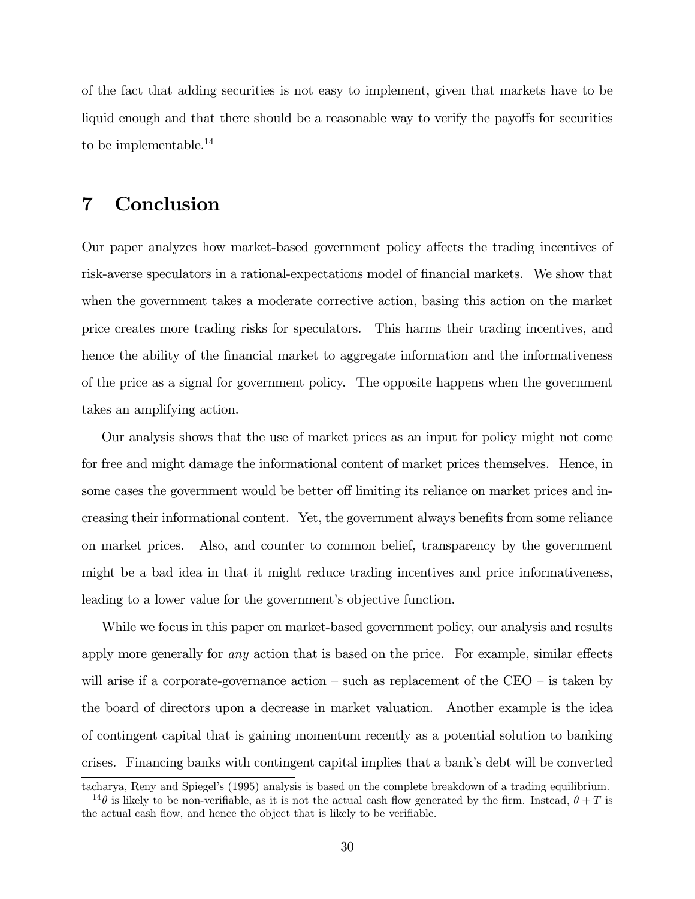of the fact that adding securities is not easy to implement, given that markets have to be liquid enough and that there should be a reasonable way to verify the payoffs for securities to be implementable.[14]

## 7 Conclusion

Our paper analyzes how market-based government policy affects the trading incentives of risk-averse speculators in a rational-expectations model of financial markets. We show that when the government takes a moderate corrective action, basing this action on the market price creates more trading risks for speculators. This harms their trading incentives, and hence the ability of the financial market to aggregate information and the informativeness of the price as a signal for government policy. The opposite happens when the government takes an amplifying action.

Our analysis shows that the use of market prices as an input for policy might not come for free and might damage the informational content of market prices themselves. Hence, in some cases the government would be better off limiting its reliance on market prices and increasing their informational content. Yet, the government always benefits from some reliance on market prices. Also, and counter to common belief, transparency by the government might be a bad idea in that it might reduce trading incentives and price informativeness, leading to a lower value for the government's objective function.

While we focus in this paper on market-based government policy, our analysis and results apply more generally for *any* action that is based on the price. For example, similar effects will arise if a corporate-governance action – such as replacement of the CEO – is taken by the board of directors upon a decrease in market valuation. Another example is the idea of contingent capital that is gaining momentum recently as a potential solution to banking crises. Financing banks with contingent capital implies that a bank's debt will be converted

---

tacharya, Reny and Spiegel's (1995) analysis is based on the complete breakdown of a trading equilibrium.

[14] $\theta$ is likely to be non-verifiable, as it is not the actual cash flow generated by the firm. Instead, $\theta + T$ is the actual cash flow, and hence the object that is likely to be verifiable.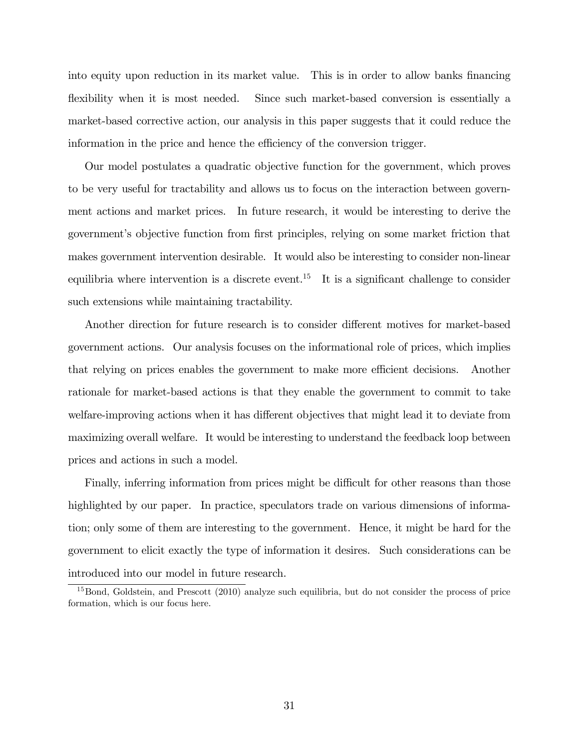into equity upon reduction in its market value. This is in order to allow banks financing flexibility when it is most needed. Since such market-based conversion is essentially a market-based corrective action, our analysis in this paper suggests that it could reduce the information in the price and hence the efficiency of the conversion trigger.

Our model postulates a quadratic objective function for the government, which proves to be very useful for tractability and allows us to focus on the interaction between government actions and market prices. In future research, it would be interesting to derive the government's objective function from first principles, relying on some market friction that makes government intervention desirable. It would also be interesting to consider non-linear equilibria where intervention is a discrete event.[15] It is a significant challenge to consider such extensions while maintaining tractability.

Another direction for future research is to consider different motives for market-based government actions. Our analysis focuses on the informational role of prices, which implies that relying on prices enables the government to make more efficient decisions. Another rationale for market-based actions is that they enable the government to commit to take welfare-improving actions when it has different objectives that might lead it to deviate from maximizing overall welfare. It would be interesting to understand the feedback loop between prices and actions in such a model.

Finally, inferring information from prices might be difficult for other reasons than those highlighted by our paper. In practice, speculators trade on various dimensions of information; only some of them are interesting to the government. Hence, it might be hard for the government to elicit exactly the type of information it desires. Such considerations can be introduced into our model in future research.

[15] Bond, Goldstein, and Prescott (2010) analyze such equilibria, but do not consider the process of price formation, which is our focus here.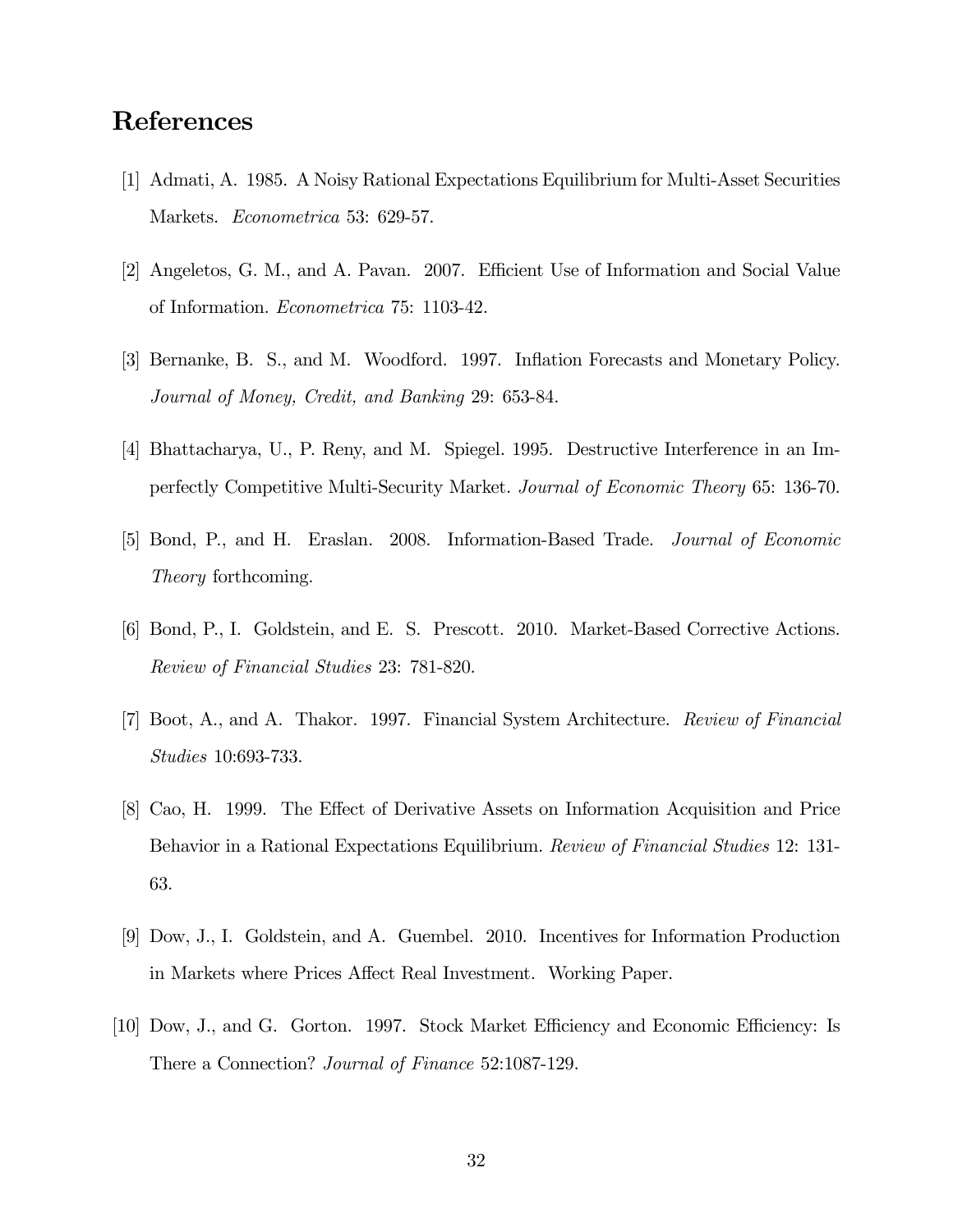# References

[1] Admati, A. 1985. A Noisy Rational Expectations Equilibrium for Multi-Asset Securities Markets. *Econometrica* 53: 629-57.

[2] Angeletos, G. M., and A. Pavan. 2007. Efficient Use of Information and Social Value of Information. *Econometrica* 75: 1103-42.

[3] Bernanke, B. S., and M. Woodford. 1997. Inflation Forecasts and Monetary Policy. *Journal of Money, Credit, and Banking* 29: 653-84.

[4] Bhattacharya, U., P. Reny, and M. Spiegel. 1995. Destructive Interference in an Imperfectly Competitive Multi-Security Market. *Journal of Economic Theory* 65: 136-70.

[5] Bond, P., and H. Eraslan. 2008. Information-Based Trade. *Journal of Economic Theory* forthcoming.

[6] Bond, P., I. Goldstein, and E. S. Prescott. 2010. Market-Based Corrective Actions. *Review of Financial Studies* 23: 781-820.

[7] Boot, A., and A. Thakor. 1997. Financial System Architecture. *Review of Financial Studies* 10:693-733.

[8] Cao, H. 1999. The Effect of Derivative Assets on Information Acquisition and Price Behavior in a Rational Expectations Equilibrium. *Review of Financial Studies* 12: 131-63.

[9] Dow, J., I. Goldstein, and A. Guembel. 2010. Incentives for Information Production in Markets where Prices Affect Real Investment. Working Paper.

[10] Dow, J., and G. Gorton. 1997. Stock Market Efficiency and Economic Efficiency: Is There a Connection? *Journal of Finance* 52:1087-129.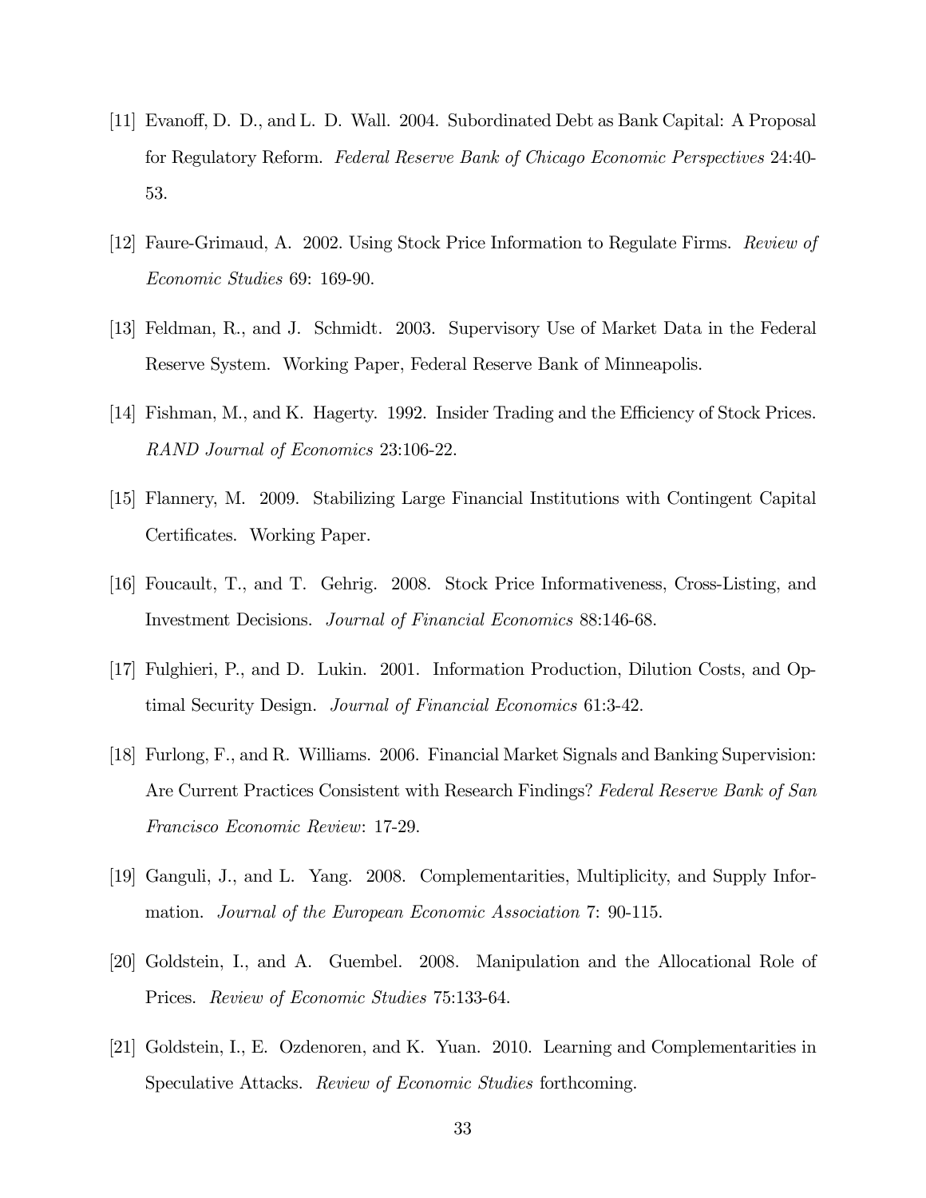[11] Evanoff, D. D., and L. D. Wall. 2004. Subordinated Debt as Bank Capital: A Proposal for Regulatory Reform. *Federal Reserve Bank of Chicago Economic Perspectives* 24:40-53.

[12] Faure-Grimaud, A. 2002. Using Stock Price Information to Regulate Firms. *Review of Economic Studies* 69: 169-90.

[13] Feldman, R., and J. Schmidt. 2003. Supervisory Use of Market Data in the Federal Reserve System. Working Paper, Federal Reserve Bank of Minneapolis.

[14] Fishman, M., and K. Hagerty. 1992. Insider Trading and the Efficiency of Stock Prices. *RAND Journal of Economics* 23:106-22.

[15] Flannery, M. 2009. Stabilizing Large Financial Institutions with Contingent Capital Certificates. Working Paper.

[16] Foucault, T., and T. Gehrig. 2008. Stock Price Informativeness, Cross-Listing, and Investment Decisions. *Journal of Financial Economics* 88:146-68.

[17] Fulghieri, P., and D. Lukin. 2001. Information Production, Dilution Costs, and Optimal Security Design. *Journal of Financial Economics* 61:3-42.

[18] Furlong, F., and R. Williams. 2006. Financial Market Signals and Banking Supervision: Are Current Practices Consistent with Research Findings? *Federal Reserve Bank of San Francisco Economic Review*: 17-29.

[19] Ganguli, J., and L. Yang. 2008. Complementarities, Multiplicity, and Supply Information. *Journal of the European Economic Association* 7: 90-115.

[20] Goldstein, I., and A. Guembel. 2008. Manipulation and the Allocational Role of Prices. *Review of Economic Studies* 75:133-64.

[21] Goldstein, I., E. Ozdenoren, and K. Yuan. 2010. Learning and Complementarities in Speculative Attacks. *Review of Economic Studies* forthcoming.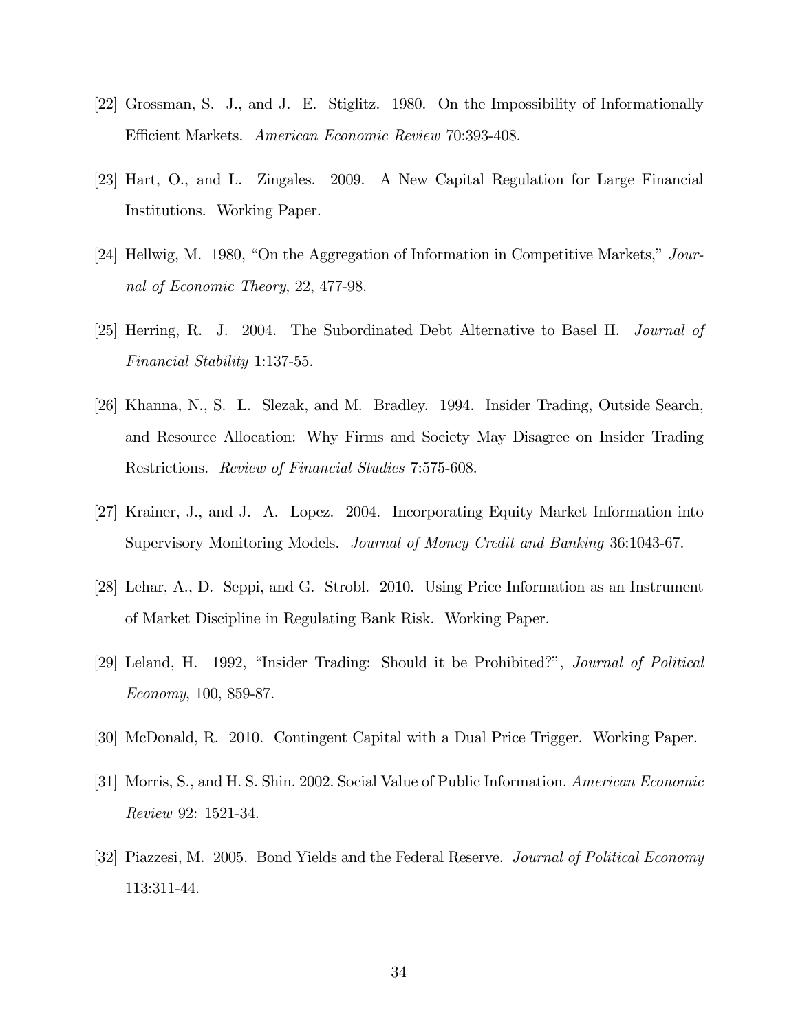[22] Grossman, S. J., and J. E. Stiglitz. 1980. On the Impossibility of Informationally Efficient Markets. *American Economic Review* 70:393-408.

[23] Hart, O., and L. Zingales. 2009. A New Capital Regulation for Large Financial Institutions. Working Paper.

[24] Hellwig, M. 1980, "On the Aggregation of Information in Competitive Markets," *Journal of Economic Theory*, 22, 477-98.

[25] Herring, R. J. 2004. The Subordinated Debt Alternative to Basel II. *Journal of Financial Stability* 1:137-55.

[26] Khanna, N., S. L. Slezak, and M. Bradley. 1994. Insider Trading, Outside Search, and Resource Allocation: Why Firms and Society May Disagree on Insider Trading Restrictions. *Review of Financial Studies* 7:575-608.

[27] Krainer, J., and J. A. Lopez. 2004. Incorporating Equity Market Information into Supervisory Monitoring Models. *Journal of Money Credit and Banking* 36:1043-67.

[28] Lehar, A., D. Seppi, and G. Strobl. 2010. Using Price Information as an Instrument of Market Discipline in Regulating Bank Risk. Working Paper.

[29] Leland, H. 1992, "Insider Trading: Should it be Prohibited?", *Journal of Political Economy*, 100, 859-87.

[30] McDonald, R. 2010. Contingent Capital with a Dual Price Trigger. Working Paper.

[31] Morris, S., and H. S. Shin. 2002. Social Value of Public Information. *American Economic Review* 92: 1521-34.

[32] Piazzesi, M. 2005. Bond Yields and the Federal Reserve. *Journal of Political Economy* 113:311-44.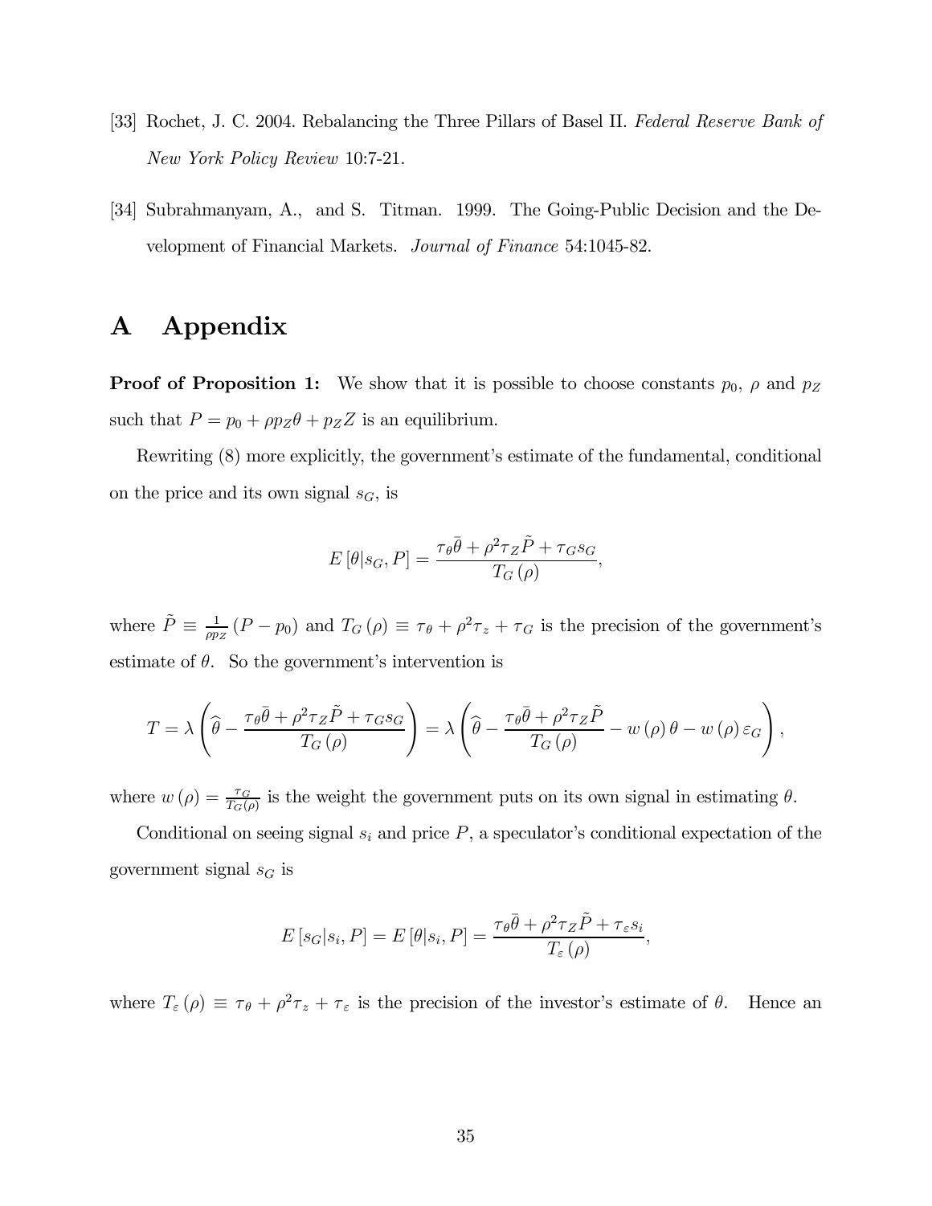[33] Rochet, J. C. 2004. Rebalancing the Three Pillars of Basel II. *Federal Reserve Bank of New York Policy Review* 10:7-21.

[34] Subrahmanyam, A., and S. Titman. 1999. The Going-Public Decision and the Development of Financial Markets. *Journal of Finance* 54:1045-82.

# A Appendix

**Proof of Proposition 1:** We show that it is possible to choose constants $p_0$, $\rho$ and $p_Z$ such that $P = p_0 + \rho p_Z \theta + p_Z Z$ is an equilibrium.

Rewriting (8) more explicitly, the government's estimate of the fundamental, conditional on the price and its own signal $s_G$, is

$$E[\theta | s_G, P] = \frac{\tau_\theta \bar{\theta} + \rho^2 \tau_Z \tilde{P} + \tau_G s_G}{T_G(\rho)},$$

where $\tilde{P} \equiv \frac{1}{\rho p_Z}(P - p_0)$ and $T_G(\rho) \equiv \tau_\theta + \rho^2 \tau_z + \tau_G$ is the precision of the government's estimate of $\theta$. So the government's intervention is

$$T = \lambda \left( \widehat{\theta} - \frac{\tau_\theta \bar{\theta} + \rho^2 \tau_Z \tilde{P} + \tau_G s_G}{T_G(\rho)} \right) = \lambda \left( \widehat{\theta} - \frac{\tau_\theta \bar{\theta} + \rho^2 \tau_Z \tilde{P}}{T_G(\rho)} - w(\rho)\theta - w(\rho)\varepsilon_G \right),$$

where $w(\rho) = \frac{\tau_G}{T_G(\rho)}$ is the weight the government puts on its own signal in estimating $\theta$.

Conditional on seeing signal $s_i$ and price $P$, a speculator's conditional expectation of the government signal $s_G$ is

$$E[s_G | s_i, P] = E[\theta | s_i, P] = \frac{\tau_\theta \bar{\theta} + \rho^2 \tau_Z \tilde{P} + \tau_\varepsilon s_i}{T_\varepsilon(\rho)},$$

where $T_\varepsilon(\rho) \equiv \tau_\theta + \rho^2 \tau_z + \tau_\varepsilon$ is the precision of the investor's estimate of $\theta$. Hence an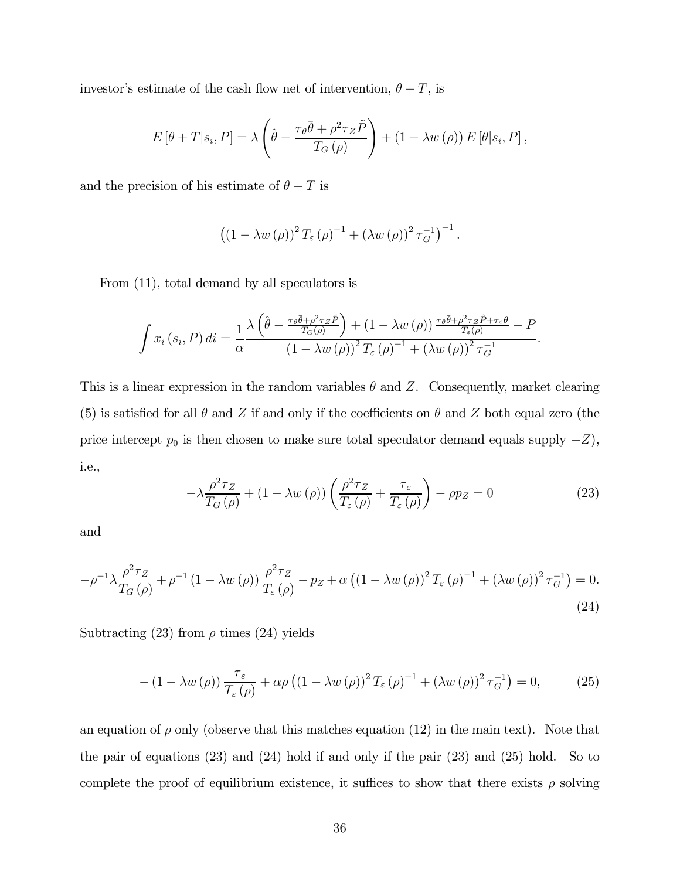investor's estimate of the cash flow net of intervention, $\theta + T$, is

$$E[\theta + T | s_i, P] = \lambda \left( \hat{\theta} - \frac{\tau_\theta \bar{\theta} + \rho^2 \tau_Z \tilde{P}}{T_G(\rho)} \right) + (1 - \lambda w(\rho)) E[\theta | s_i, P],$$

and the precision of his estimate of $\theta + T$ is

$$\left( (1 - \lambda w(\rho))^2 T_\varepsilon(\rho)^{-1} + (\lambda w(\rho))^2 \tau_G^{-1} \right)^{-1}.$$

From (11), total demand by all speculators is

$$\int x_i(s_i, P)\, di = \frac{1}{\alpha} \frac{\lambda \left( \hat{\theta} - \frac{\tau_\theta \bar{\theta} + \rho^2 \tau_Z \tilde{P}}{T_G(\rho)} \right) + (1 - \lambda w(\rho)) \frac{\tau_\theta \bar{\theta} + \rho^2 \tau_Z \tilde{P} + \tau_\varepsilon \theta}{T_\varepsilon(\rho)} - P}{(1 - \lambda w(\rho))^2 T_\varepsilon(\rho)^{-1} + (\lambda w(\rho))^2 \tau_G^{-1}}.$$

This is a linear expression in the random variables $\theta$ and $Z$. Consequently, market clearing (5) is satisfied for all $\theta$ and $Z$ if and only if the coefficients on $\theta$ and $Z$ both equal zero (the price intercept $p_0$ is then chosen to make sure total speculator demand equals supply $-Z$), i.e.,

$$-\lambda \frac{\rho^2 \tau_Z}{T_G(\rho)} + (1 - \lambda w(\rho)) \left( \frac{\rho^2 \tau_Z}{T_\varepsilon(\rho)} + \frac{\tau_\varepsilon}{T_\varepsilon(\rho)} \right) - \rho p_Z = 0 \tag{23}$$

and

$$-\rho^{-1} \lambda \frac{\rho^2 \tau_Z}{T_G(\rho)} + \rho^{-1} (1 - \lambda w(\rho)) \frac{\rho^2 \tau_Z}{T_\varepsilon(\rho)} - p_Z + \alpha \left( (1 - \lambda w(\rho))^2 T_\varepsilon(\rho)^{-1} + (\lambda w(\rho))^2 \tau_G^{-1} \right) = 0. \tag{24}$$

Subtracting (23) from $\rho$ times (24) yields

$$-(1 - \lambda w(\rho)) \frac{\tau_\varepsilon}{T_\varepsilon(\rho)} + \alpha \rho \left( (1 - \lambda w(\rho))^2 T_\varepsilon(\rho)^{-1} + (\lambda w(\rho))^2 \tau_G^{-1} \right) = 0, \tag{25}$$

an equation of $\rho$ only (observe that this matches equation (12) in the main text). Note that the pair of equations (23) and (24) hold if and only if the pair (23) and (25) hold. So to complete the proof of equilibrium existence, it suffices to show that there exists $\rho$ solving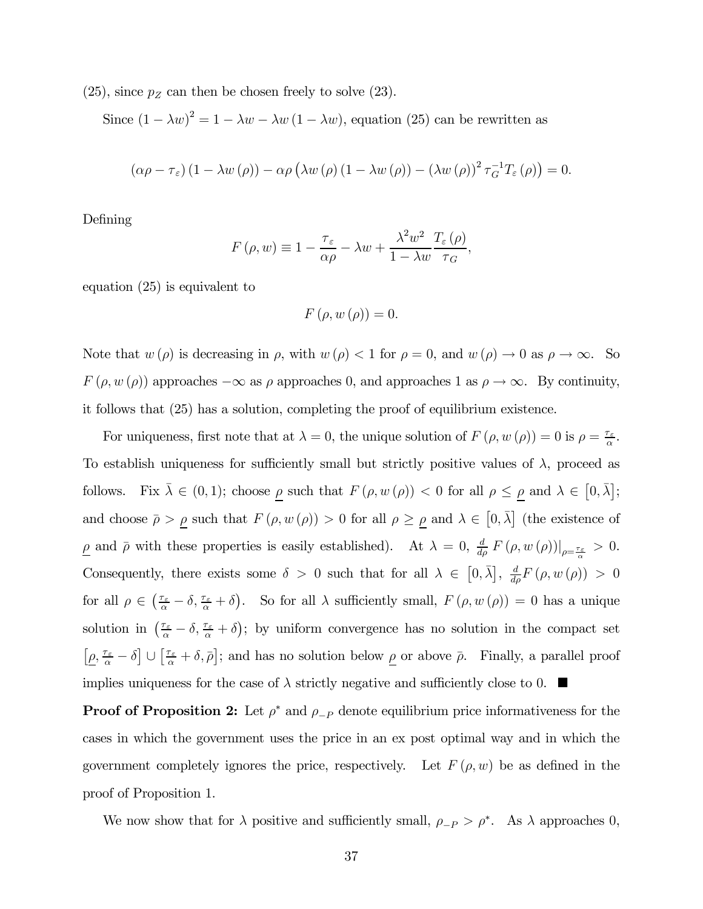(25), since $p_Z$ can then be chosen freely to solve (23).

Since $(1-\lambda w)^2 = 1 - \lambda w - \lambda w(1-\lambda w)$, equation (25) can be rewritten as

$$(\alpha\rho - \tau_\varepsilon)(1-\lambda w(\rho)) - \alpha\rho\left(\lambda w(\rho)(1-\lambda w(\rho)) - (\lambda w(\rho))^2 \tau_G^{-1} T_\varepsilon(\rho)\right) = 0.$$

Defining

$$F(\rho, w) \equiv 1 - \frac{\tau_\varepsilon}{\alpha\rho} - \lambda w + \frac{\lambda^2 w^2}{1-\lambda w}\frac{T_\varepsilon(\rho)}{\tau_G},$$

equation (25) is equivalent to

$$F(\rho, w(\rho)) = 0.$$

Note that $w(\rho)$ is decreasing in $\rho$, with $w(\rho) < 1$ for $\rho = 0$, and $w(\rho) \to 0$ as $\rho \to \infty$. So $F(\rho, w(\rho))$ approaches $-\infty$ as $\rho$ approaches 0, and approaches 1 as $\rho \to \infty$. By continuity, it follows that (25) has a solution, completing the proof of equilibrium existence.

For uniqueness, first note that at $\lambda = 0$, the unique solution of $F(\rho, w(\rho)) = 0$ is $\rho = \frac{\tau_\varepsilon}{\alpha}$. To establish uniqueness for sufficiently small but strictly positive values of $\lambda$, proceed as follows. Fix $\bar{\lambda} \in (0,1)$; choose $\underline{\rho}$ such that $F(\rho, w(\rho)) < 0$ for all $\rho \leq \underline{\rho}$ and $\lambda \in [0, \bar{\lambda}]$; and choose $\bar{\rho} > \underline{\rho}$ such that $F(\rho, w(\rho)) > 0$ for all $\rho \geq \underline{\rho}$ and $\lambda \in [0, \bar{\lambda}]$ (the existence of $\underline{\rho}$ and $\bar{\rho}$ with these properties is easily established). At $\lambda = 0$, $\frac{d}{d\rho} F(\rho, w(\rho))\big|_{\rho = \frac{\tau_\varepsilon}{\alpha}} > 0$. Consequently, there exists some $\delta > 0$ such that for all $\lambda \in [0, \bar{\lambda}]$, $\frac{d}{d\rho} F(\rho, w(\rho)) > 0$ for all $\rho \in \left(\frac{\tau_\varepsilon}{\alpha} - \delta, \frac{\tau_\varepsilon}{\alpha} + \delta\right)$. So for all $\lambda$ sufficiently small, $F(\rho, w(\rho)) = 0$ has a unique solution in $\left(\frac{\tau_\varepsilon}{\alpha} - \delta, \frac{\tau_\varepsilon}{\alpha} + \delta\right)$; by uniform convergence has no solution in the compact set $\left[\underline{\rho}, \frac{\tau_\varepsilon}{\alpha} - \delta\right] \cup \left[\frac{\tau_\varepsilon}{\alpha} + \delta, \bar{\rho}\right]$; and has no solution below $\underline{\rho}$ or above $\bar{\rho}$. Finally, a parallel proof implies uniqueness for the case of $\lambda$ strictly negative and sufficiently close to 0. ∎

**Proof of Proposition 2:** Let $\rho^*$ and $\rho_{-P}$ denote equilibrium price informativeness for the cases in which the government uses the price in an ex post optimal way and in which the government completely ignores the price, respectively. Let $F(\rho, w)$ be as defined in the proof of Proposition 1.

We now show that for $\lambda$ positive and sufficiently small, $\rho_{-P} > \rho^*$. As $\lambda$ approaches 0,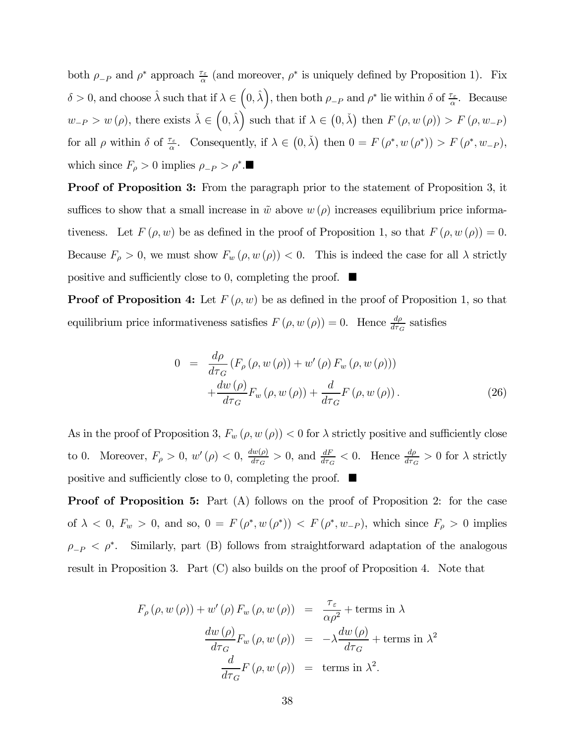both $\rho_{-P}$ and $\rho^*$ approach $\frac{\tau_\varepsilon}{\alpha}$ (and moreover, $\rho^*$ is uniquely defined by Proposition 1). Fix $\delta > 0$, and choose $\hat{\lambda}$ such that if $\lambda \in \left(0, \hat{\lambda}\right)$, then both $\rho_{-P}$ and $\rho^*$ lie within $\delta$ of $\frac{\tau_\varepsilon}{\alpha}$. Because $w_{-P} > w(\rho)$, there exists $\check{\lambda} \in \left(0, \hat{\lambda}\right)$ such that if $\lambda \in \left(0, \check{\lambda}\right)$ then $F(\rho, w(\rho)) > F(\rho, w_{-P})$ for all $\rho$ within $\delta$ of $\frac{\tau_\varepsilon}{\alpha}$. Consequently, if $\lambda \in \left(0, \check{\lambda}\right)$ then $0 = F(\rho^*, w(\rho^*)) > F(\rho^*, w_{-P})$, which since $F_\rho > 0$ implies $\rho_{-P} > \rho^*$.■

**Proof of Proposition 3:** From the paragraph prior to the statement of Proposition 3, it suffices to show that a small increase in $\tilde{w}$ above $w(\rho)$ increases equilibrium price informativeness. Let $F(\rho, w)$ be as defined in the proof of Proposition 1, so that $F(\rho, w(\rho)) = 0$. Because $F_\rho > 0$, we must show $F_w(\rho, w(\rho)) < 0$. This is indeed the case for all $\lambda$ strictly positive and sufficiently close to 0, completing the proof. ■

**Proof of Proposition 4:** Let $F(\rho, w)$ be as defined in the proof of Proposition 1, so that equilibrium price informativeness satisfies $F(\rho, w(\rho)) = 0$. Hence $\frac{d\rho}{d\tau_G}$ satisfies

$$
\begin{aligned}
0 &= \frac{d\rho}{d\tau_G}\left(F_\rho(\rho, w(\rho)) + w'(\rho) F_w(\rho, w(\rho))\right) \\
&\quad + \frac{dw(\rho)}{d\tau_G} F_w(\rho, w(\rho)) + \frac{d}{d\tau_G} F(\rho, w(\rho)) .
\end{aligned} \tag{26}
$$

As in the proof of Proposition 3, $F_w(\rho, w(\rho)) < 0$ for $\lambda$ strictly positive and sufficiently close to 0. Moreover, $F_\rho > 0$, $w'(\rho) < 0$, $\frac{dw(\rho)}{d\tau_G} > 0$, and $\frac{dF}{d\tau_G} < 0$. Hence $\frac{d\rho}{d\tau_G} > 0$ for $\lambda$ strictly positive and sufficiently close to 0, completing the proof. ■

**Proof of Proposition 5:** Part (A) follows on the proof of Proposition 2: for the case of $\lambda < 0$, $F_w > 0$, and so, $0 = F(\rho^*, w(\rho^*)) < F(\rho^*, w_{-P})$, which since $F_\rho > 0$ implies $\rho_{-P} < \rho^*$. Similarly, part (B) follows from straightforward adaptation of the analogous result in Proposition 3. Part (C) also builds on the proof of Proposition 4. Note that

$$
\begin{aligned}
F_\rho(\rho, w(\rho)) + w'(\rho) F_w(\rho, w(\rho)) &= \frac{\tau_\varepsilon}{\alpha\rho^2} + \text{terms in } \lambda \\
\frac{dw(\rho)}{d\tau_G} F_w(\rho, w(\rho)) &= -\lambda \frac{dw(\rho)}{d\tau_G} + \text{terms in } \lambda^2 \\
\frac{d}{d\tau_G} F(\rho, w(\rho)) &= \text{terms in } \lambda^2.
\end{aligned}
$$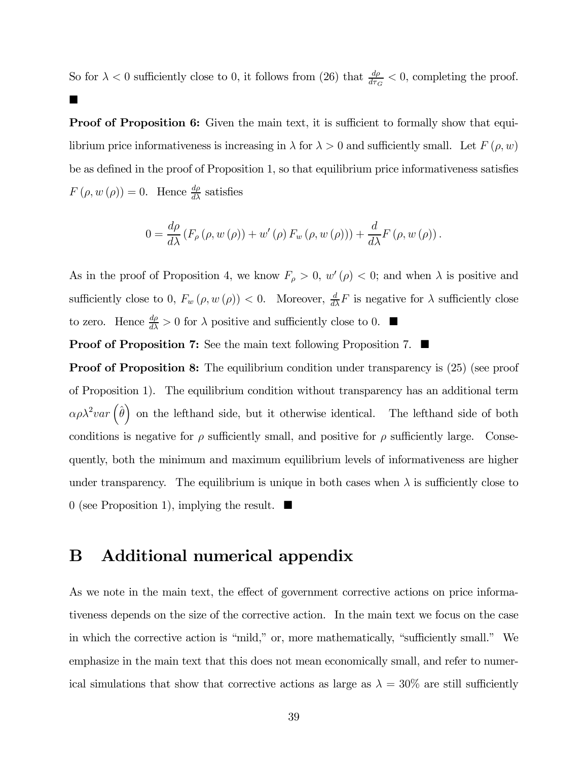So for $\lambda < 0$ sufficiently close to 0, it follows from (26) that $\frac{d\rho}{d\tau_G} < 0$, completing the proof. ■

**Proof of Proposition 6:** Given the main text, it is sufficient to formally show that equilibrium price informativeness is increasing in $\lambda$ for $\lambda > 0$ and sufficiently small. Let $F(\rho, w)$ be as defined in the proof of Proposition 1, so that equilibrium price informativeness satisfies $F(\rho, w(\rho)) = 0$. Hence $\frac{d\rho}{d\lambda}$ satisfies

$$0 = \frac{d\rho}{d\lambda}\left(F_\rho(\rho, w(\rho)) + w'(\rho) F_w(\rho, w(\rho))\right) + \frac{d}{d\lambda} F(\rho, w(\rho)).$$

As in the proof of Proposition 4, we know $F_\rho > 0$, $w'(\rho) < 0$; and when $\lambda$ is positive and sufficiently close to 0, $F_w(\rho, w(\rho)) < 0$. Moreover, $\frac{d}{d\lambda} F$ is negative for $\lambda$ sufficiently close to zero. Hence $\frac{d\rho}{d\lambda} > 0$ for $\lambda$ positive and sufficiently close to 0. ■

**Proof of Proposition 7:** See the main text following Proposition 7. ■

**Proof of Proposition 8:** The equilibrium condition under transparency is (25) (see proof of Proposition 1). The equilibrium condition without transparency has an additional term $\alpha \rho \lambda^2 var\left(\hat{\theta}\right)$ on the lefthand side, but it otherwise identical. The lefthand side of both conditions is negative for $\rho$ sufficiently small, and positive for $\rho$ sufficiently large. Consequently, both the minimum and maximum equilibrium levels of informativeness are higher under transparency. The equilibrium is unique in both cases when $\lambda$ is sufficiently close to 0 (see Proposition 1), implying the result. ■

# B Additional numerical appendix

As we note in the main text, the effect of government corrective actions on price informativeness depends on the size of the corrective action. In the main text we focus on the case in which the corrective action is "mild," or, more mathematically, "sufficiently small." We emphasize in the main text that this does not mean economically small, and refer to numerical simulations that show that corrective actions as large as $\lambda = 30\%$ are still sufficiently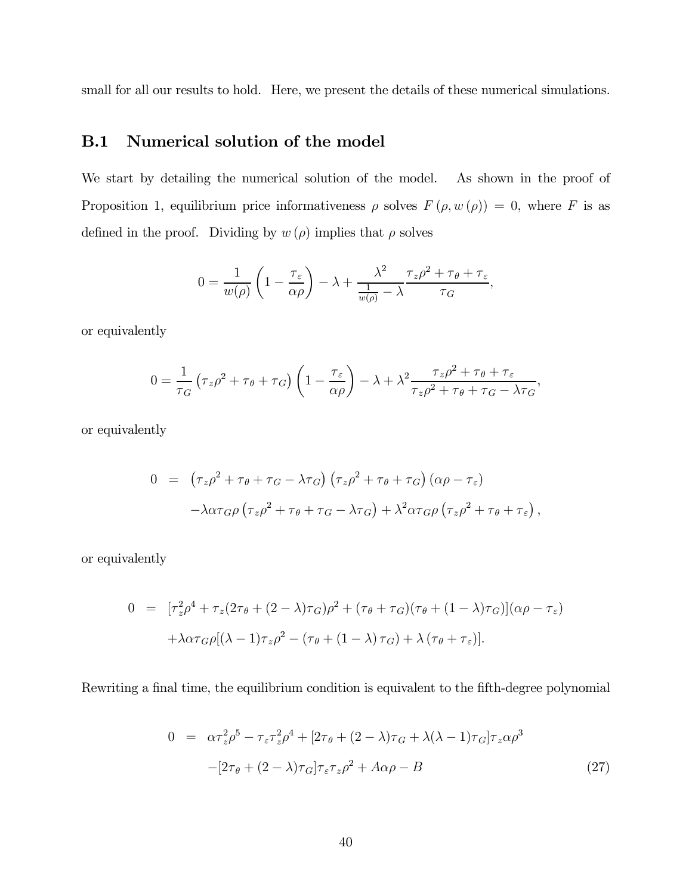small for all our results to hold. Here, we present the details of these numerical simulations.

## B.1 Numerical solution of the model

We start by detailing the numerical solution of the model. As shown in the proof of Proposition 1, equilibrium price informativeness $\rho$ solves $F(\rho, w(\rho)) = 0$, where $F$ is as defined in the proof. Dividing by $w(\rho)$ implies that $\rho$ solves

$$0 = \frac{1}{w(\rho)}\left(1 - \frac{\tau_\varepsilon}{\alpha\rho}\right) - \lambda + \frac{\lambda^2}{\frac{1}{w(\rho)} - \lambda}\frac{\tau_z\rho^2 + \tau_\theta + \tau_\varepsilon}{\tau_G},$$

or equivalently

$$0 = \frac{1}{\tau_G}\left(\tau_z\rho^2 + \tau_\theta + \tau_G\right)\left(1 - \frac{\tau_\varepsilon}{\alpha\rho}\right) - \lambda + \lambda^2\frac{\tau_z\rho^2 + \tau_\theta + \tau_\varepsilon}{\tau_z\rho^2 + \tau_\theta + \tau_G - \lambda\tau_G},$$

or equivalently

$$\begin{aligned} 0 &= \left(\tau_z\rho^2 + \tau_\theta + \tau_G - \lambda\tau_G\right)\left(\tau_z\rho^2 + \tau_\theta + \tau_G\right)(\alpha\rho - \tau_\varepsilon) \\ &\quad - \lambda\alpha\tau_G\rho\left(\tau_z\rho^2 + \tau_\theta + \tau_G - \lambda\tau_G\right) + \lambda^2\alpha\tau_G\rho\left(\tau_z\rho^2 + \tau_\theta + \tau_\varepsilon\right), \end{aligned}$$

or equivalently

$$\begin{aligned} 0 &= [\tau_z^2\rho^4 + \tau_z(2\tau_\theta + (2-\lambda)\tau_G)\rho^2 + (\tau_\theta + \tau_G)(\tau_\theta + (1-\lambda)\tau_G)](\alpha\rho - \tau_\varepsilon) \\ &\quad + \lambda\alpha\tau_G\rho[(\lambda - 1)\tau_z\rho^2 - (\tau_\theta + (1-\lambda)\tau_G) + \lambda(\tau_\theta + \tau_\varepsilon)]. \end{aligned}$$

Rewriting a final time, the equilibrium condition is equivalent to the fifth-degree polynomial

$$\begin{aligned} 0 &= \alpha\tau_z^2\rho^5 - \tau_\varepsilon\tau_z^2\rho^4 + [2\tau_\theta + (2-\lambda)\tau_G + \lambda(\lambda-1)\tau_G]\tau_z\alpha\rho^3 \\ &\quad - [2\tau_\theta + (2-\lambda)\tau_G]\tau_\varepsilon\tau_z\rho^2 + A\alpha\rho - B \end{aligned} \tag{27}$$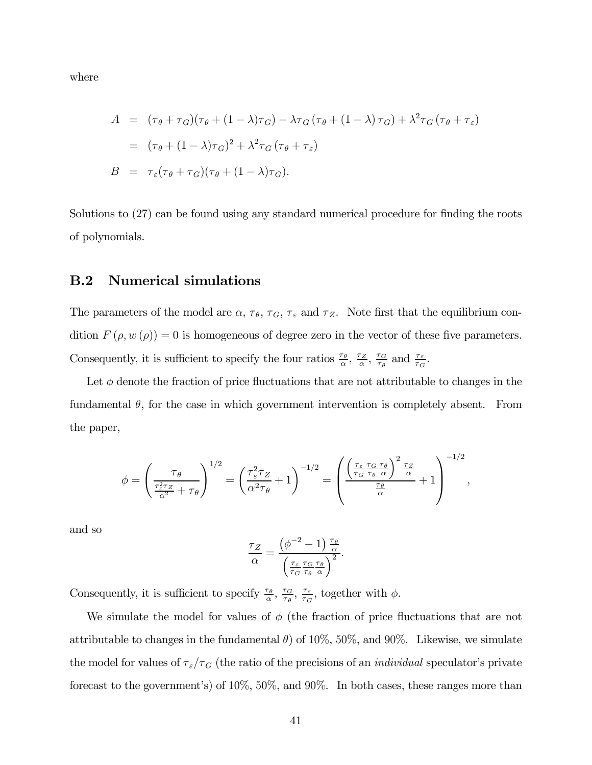where

$$
\begin{aligned}
A &= (\tau_\theta + \tau_G)(\tau_\theta + (1-\lambda)\tau_G) - \lambda\tau_G\left(\tau_\theta + (1-\lambda)\tau_G\right) + \lambda^2\tau_G\left(\tau_\theta + \tau_\varepsilon\right) \\
&= (\tau_\theta + (1-\lambda)\tau_G)^2 + \lambda^2\tau_G\left(\tau_\theta + \tau_\varepsilon\right) \\
B &= \tau_\varepsilon(\tau_\theta + \tau_G)(\tau_\theta + (1-\lambda)\tau_G).
\end{aligned}
$$

Solutions to (27) can be found using any standard numerical procedure for finding the roots of polynomials.

## B.2 Numerical simulations

The parameters of the model are $\alpha$, $\tau_\theta$, $\tau_G$, $\tau_\varepsilon$ and $\tau_Z$. Note first that the equilibrium condition $F\left(\rho, w\left(\rho\right)\right) = 0$ is homogeneous of degree zero in the vector of these five parameters. Consequently, it is sufficient to specify the four ratios $\frac{\tau_\theta}{\alpha}$, $\frac{\tau_Z}{\alpha}$, $\frac{\tau_G}{\tau_\theta}$ and $\frac{\tau_\varepsilon}{\tau_G}$.

Let $\phi$ denote the fraction of price fluctuations that are not attributable to changes in the fundamental $\theta$, for the case in which government intervention is completely absent. From the paper,

$$
\phi = \left(\frac{\tau_\theta}{\frac{\tau_\varepsilon^2\tau_Z}{\alpha^2} + \tau_\theta}\right)^{1/2} = \left(\frac{\tau_\varepsilon^2\tau_Z}{\alpha^2\tau_\theta} + 1\right)^{-1/2} = \left(\frac{\left(\frac{\tau_\varepsilon}{\tau_G}\frac{\tau_G}{\tau_\theta}\frac{\tau_\theta}{\alpha}\right)^2\frac{\tau_Z}{\alpha}}{\frac{\tau_\theta}{\alpha}} + 1\right)^{-1/2},
$$

and so

$$
\frac{\tau_Z}{\alpha} = \frac{\left(\phi^{-2} - 1\right)\frac{\tau_\theta}{\alpha}}{\left(\frac{\tau_\varepsilon}{\tau_G}\frac{\tau_G}{\tau_\theta}\frac{\tau_\theta}{\alpha}\right)^2}.
$$

Consequently, it is sufficient to specify $\frac{\tau_\theta}{\alpha}$, $\frac{\tau_G}{\tau_\theta}$, $\frac{\tau_\varepsilon}{\tau_G}$, together with $\phi$.

We simulate the model for values of $\phi$ (the fraction of price fluctuations that are not attributable to changes in the fundamental $\theta$) of 10%, 50%, and 90%. Likewise, we simulate the model for values of $\tau_\varepsilon/\tau_G$ (the ratio of the precisions of an *individual* speculator's private forecast to the government's) of 10%, 50%, and 90%. In both cases, these ranges more than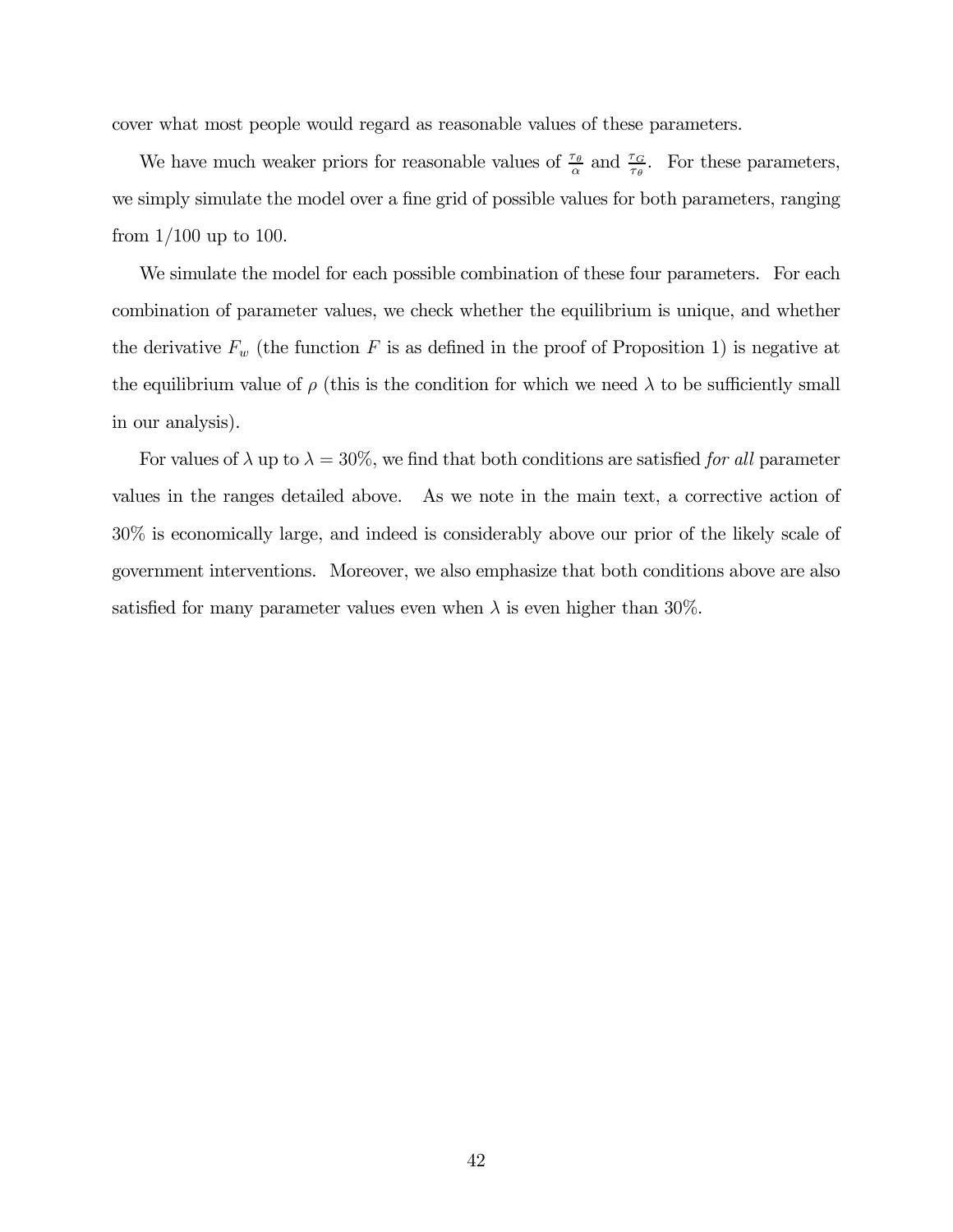cover what most people would regard as reasonable values of these parameters.

We have much weaker priors for reasonable values of $\frac{\tau_\theta}{\alpha}$ and $\frac{\tau_G}{\tau_\theta}$. For these parameters, we simply simulate the model over a fine grid of possible values for both parameters, ranging from 1/100 up to 100.

We simulate the model for each possible combination of these four parameters. For each combination of parameter values, we check whether the equilibrium is unique, and whether the derivative $F_w$ (the function $F$ is as defined in the proof of Proposition 1) is negative at the equilibrium value of $\rho$ (this is the condition for which we need $\lambda$ to be sufficiently small in our analysis).

For values of $\lambda$ up to $\lambda = 30\%$, we find that both conditions are satisfied *for all* parameter values in the ranges detailed above. As we note in the main text, a corrective action of 30% is economically large, and indeed is considerably above our prior of the likely scale of government interventions. Moreover, we also emphasize that both conditions above are also satisfied for many parameter values even when $\lambda$ is even higher than 30%.